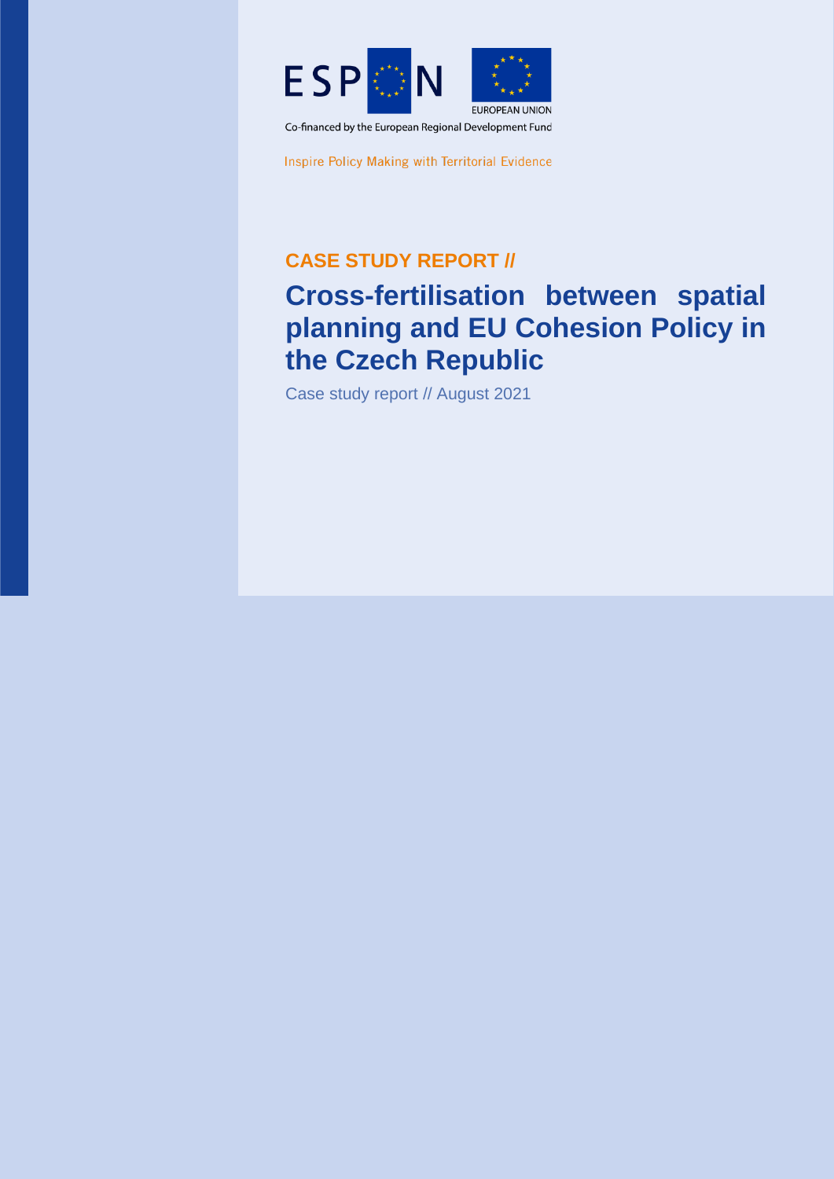ESPON

EUROPEAN UNION

Co-financed by the European Regional Development Fund

Inspire Policy Making with Territorial Evidence

**CASE STUDY REPORT //**

# Cross-fertilisation between spatial planning and EU Cohesion Policy in the Czech Republic

Case study report // August 2021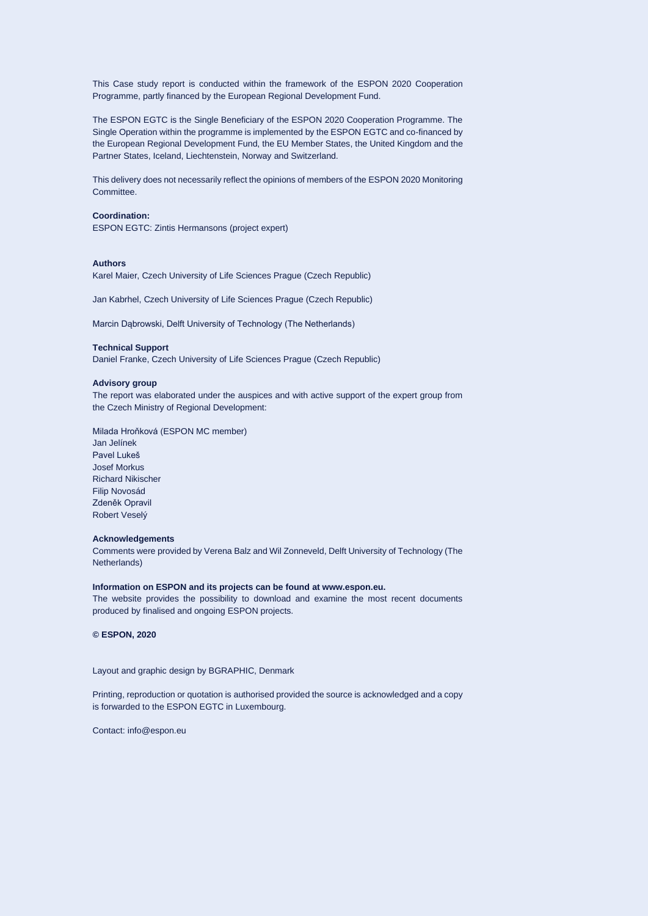This Case study report is conducted within the framework of the ESPON 2020 Cooperation Programme, partly financed by the European Regional Development Fund.

The ESPON EGTC is the Single Beneficiary of the ESPON 2020 Cooperation Programme. The Single Operation within the programme is implemented by the ESPON EGTC and co-financed by the European Regional Development Fund, the EU Member States, the United Kingdom and the Partner States, Iceland, Liechtenstein, Norway and Switzerland.

This delivery does not necessarily reflect the opinions of members of the ESPON 2020 Monitoring Committee.

**Coordination:**
ESPON EGTC: Zintis Hermansons (project expert)

**Authors**
Karel Maier, Czech University of Life Sciences Prague (Czech Republic)

Jan Kabrhel, Czech University of Life Sciences Prague (Czech Republic)

Marcin Dąbrowski, Delft University of Technology (The Netherlands)

**Technical Support**
Daniel Franke, Czech University of Life Sciences Prague (Czech Republic)

**Advisory group**
The report was elaborated under the auspices and with active support of the expert group from the Czech Ministry of Regional Development:

Milada Hroňková (ESPON MC member)
Jan Jelínek
Pavel Lukeš
Josef Morkus
Richard Nikischer
Filip Novosád
Zdeněk Opravil
Robert Veselý

**Acknowledgements**
Comments were provided by Verena Balz and Wil Zonneveld, Delft University of Technology (The Netherlands)

**Information on ESPON and its projects can be found at www.espon.eu.**
The website provides the possibility to download and examine the most recent documents produced by finalised and ongoing ESPON projects.

**© ESPON, 2020**

Layout and graphic design by BGRAPHIC, Denmark

Printing, reproduction or quotation is authorised provided the source is acknowledged and a copy is forwarded to the ESPON EGTC in Luxembourg.

Contact: info@espon.eu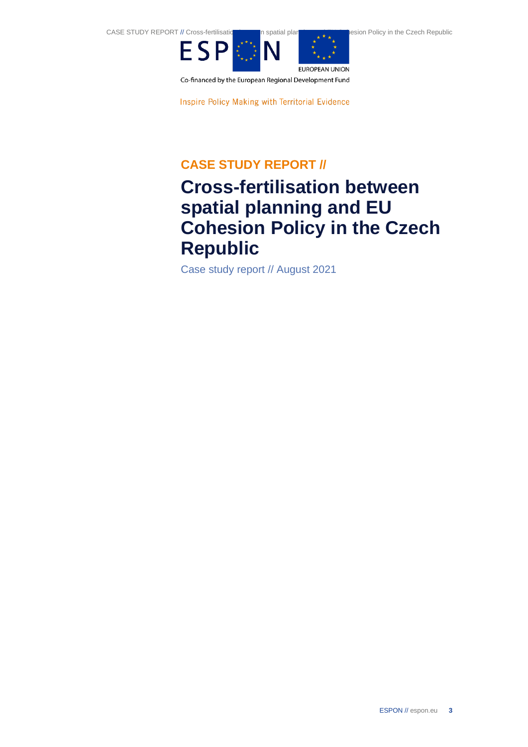Co-financed by the European Regional Development Fund

Inspire Policy Making with Territorial Evidence

## CASE STUDY REPORT //

# Cross-fertilisation between spatial planning and EU Cohesion Policy in the Czech Republic

Case study report // August 2021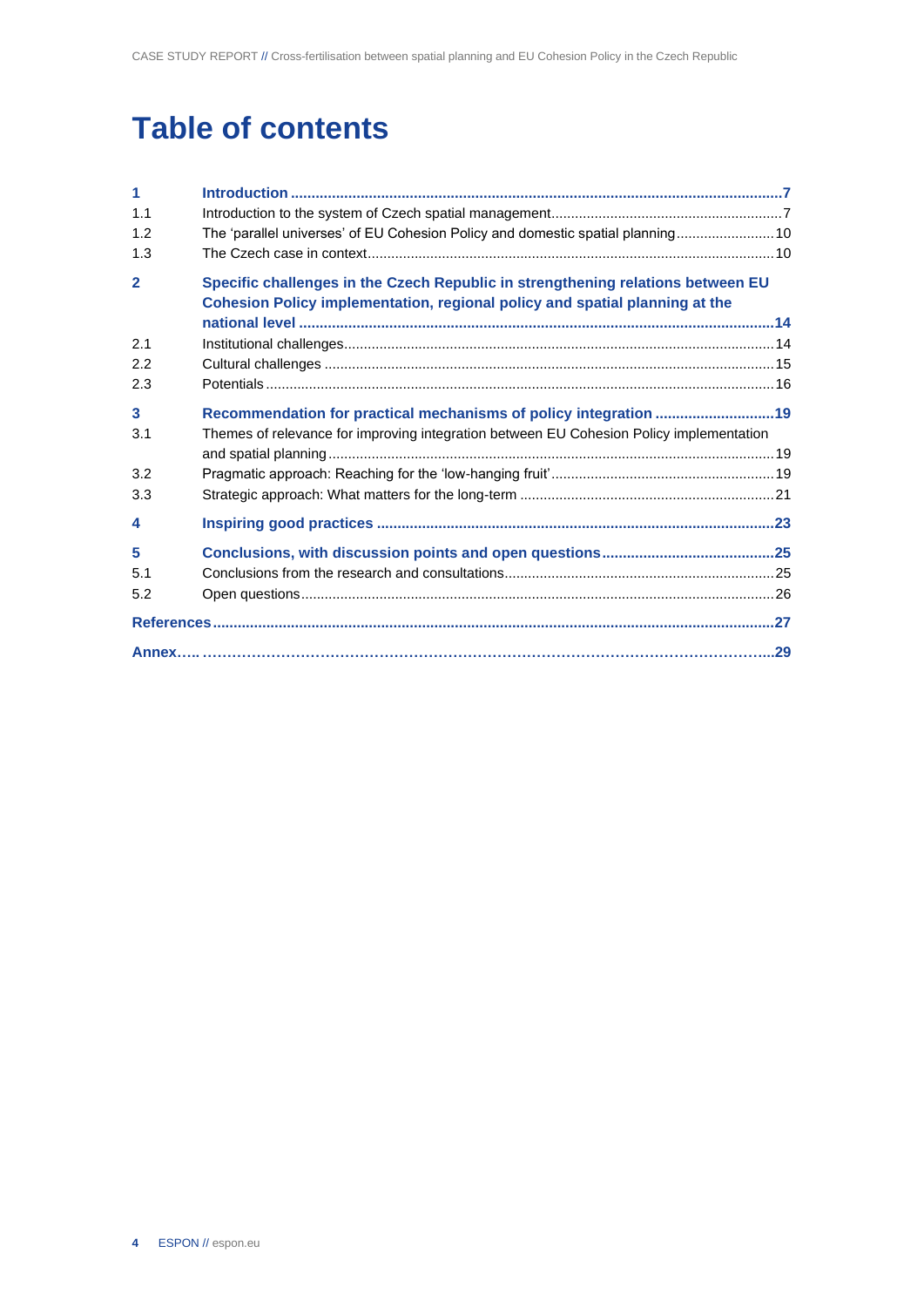# Table of contents

1 Introduction ....7
- 1.1 Introduction to the system of Czech spatial management....7
- 1.2 The 'parallel universes' of EU Cohesion Policy and domestic spatial planning....10
- 1.3 The Czech case in context....10

2 Specific challenges in the Czech Republic in strengthening relations between EU Cohesion Policy implementation, regional policy and spatial planning at the national level ....14
- 2.1 Institutional challenges....14
- 2.2 Cultural challenges ....15
- 2.3 Potentials....16

3 Recommendation for practical mechanisms of policy integration ....19
- 3.1 Themes of relevance for improving integration between EU Cohesion Policy implementation and spatial planning....19
- 3.2 Pragmatic approach: Reaching for the 'low-hanging fruit'....19
- 3.3 Strategic approach: What matters for the long-term ....21

4 Inspiring good practices ....23

5 Conclusions, with discussion points and open questions....25
- 5.1 Conclusions from the research and consultations....25
- 5.2 Open questions....26

References....27

Annex.....29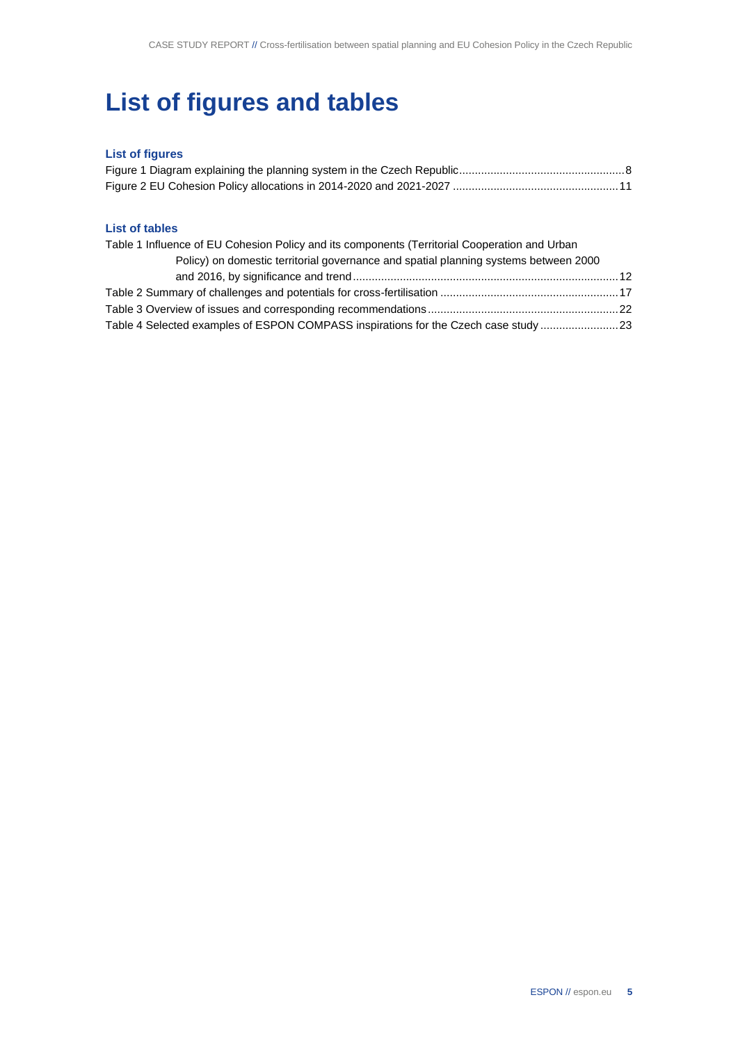# List of figures and tables

### List of figures

Figure 1 Diagram explaining the planning system in the Czech Republic.....................................................8
Figure 2 EU Cohesion Policy allocations in 2014-2020 and 2021-2027 ....................................................11

### List of tables

Table 1 Influence of EU Cohesion Policy and its components (Territorial Cooperation and Urban Policy) on domestic territorial governance and spatial planning systems between 2000 and 2016, by significance and trend....................................................................................12
Table 2 Summary of challenges and potentials for cross-fertilisation ........................................................17
Table 3 Overview of issues and corresponding recommendations............................................................22
Table 4 Selected examples of ESPON COMPASS inspirations for the Czech case study .........................23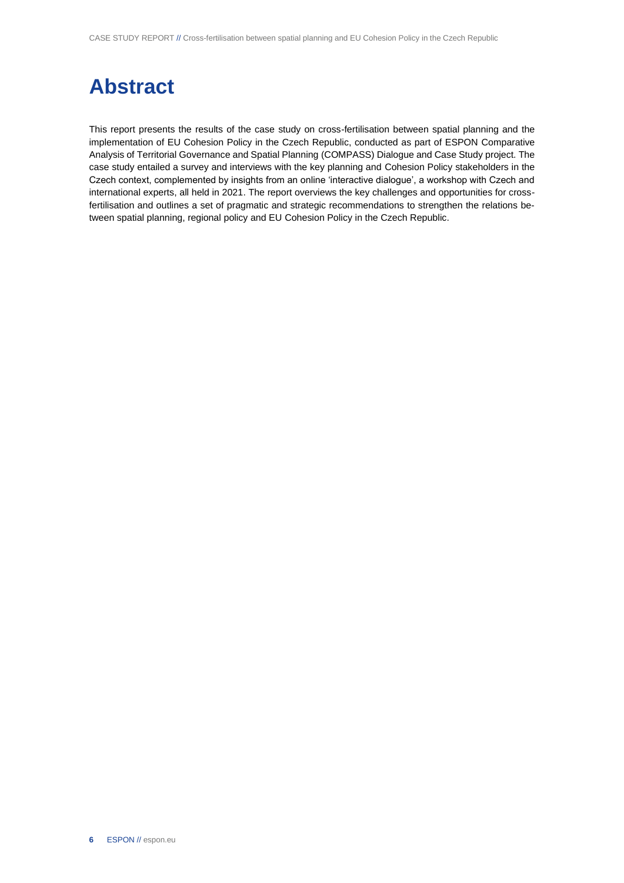# Abstract

This report presents the results of the case study on cross-fertilisation between spatial planning and the implementation of EU Cohesion Policy in the Czech Republic, conducted as part of ESPON Comparative Analysis of Territorial Governance and Spatial Planning (COMPASS) Dialogue and Case Study project. The case study entailed a survey and interviews with the key planning and Cohesion Policy stakeholders in the Czech context, complemented by insights from an online 'interactive dialogue', a workshop with Czech and international experts, all held in 2021. The report overviews the key challenges and opportunities for cross-fertilisation and outlines a set of pragmatic and strategic recommendations to strengthen the relations between spatial planning, regional policy and EU Cohesion Policy in the Czech Republic.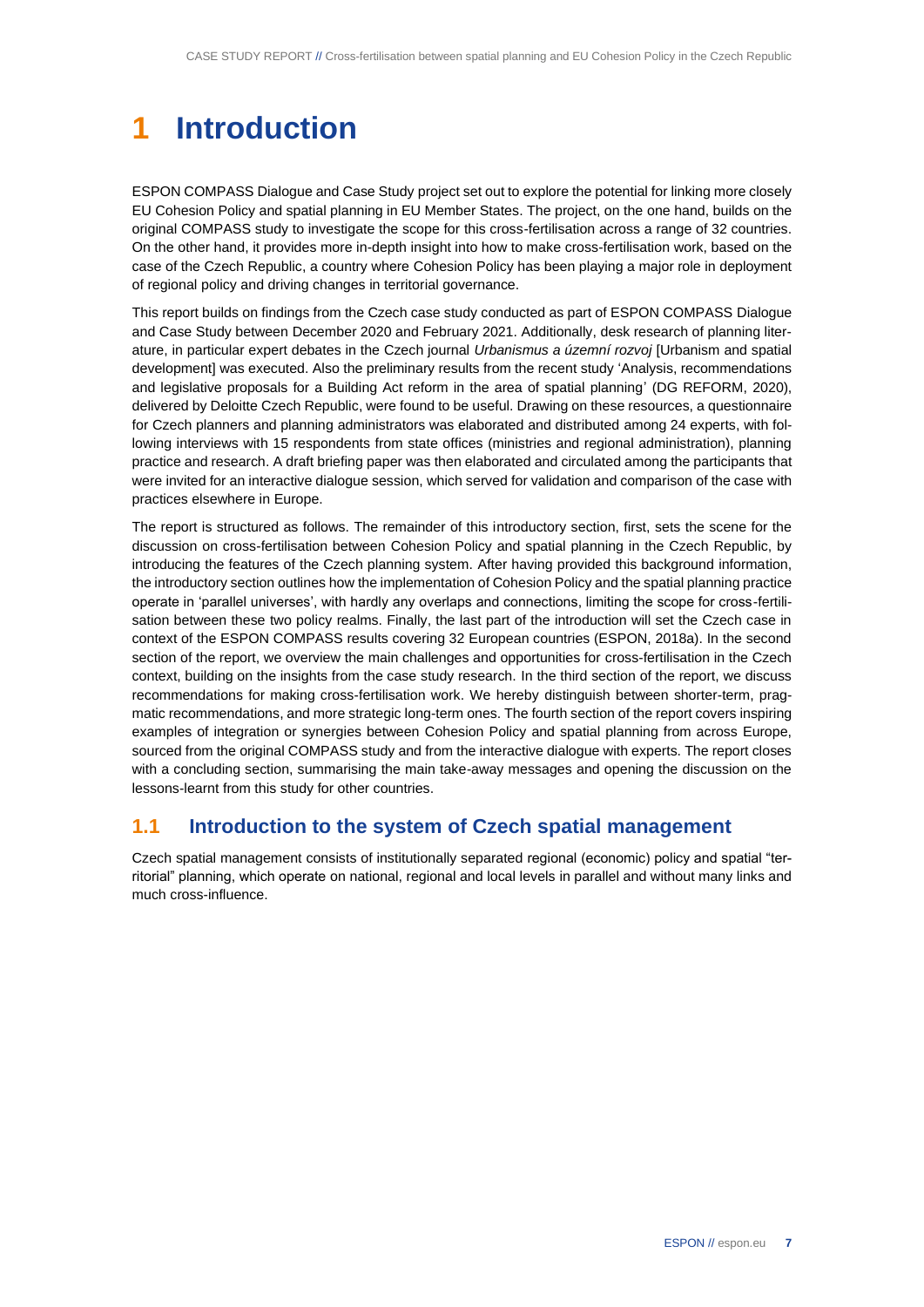# 1 Introduction

ESPON COMPASS Dialogue and Case Study project set out to explore the potential for linking more closely EU Cohesion Policy and spatial planning in EU Member States. The project, on the one hand, builds on the original COMPASS study to investigate the scope for this cross-fertilisation across a range of 32 countries. On the other hand, it provides more in-depth insight into how to make cross-fertilisation work, based on the case of the Czech Republic, a country where Cohesion Policy has been playing a major role in deployment of regional policy and driving changes in territorial governance.

This report builds on findings from the Czech case study conducted as part of ESPON COMPASS Dialogue and Case Study between December 2020 and February 2021. Additionally, desk research of planning literature, in particular expert debates in the Czech journal *Urbanismus a územní rozvoj* [Urbanism and spatial development] was executed. Also the preliminary results from the recent study 'Analysis, recommendations and legislative proposals for a Building Act reform in the area of spatial planning' (DG REFORM, 2020), delivered by Deloitte Czech Republic, were found to be useful. Drawing on these resources, a questionnaire for Czech planners and planning administrators was elaborated and distributed among 24 experts, with following interviews with 15 respondents from state offices (ministries and regional administration), planning practice and research. A draft briefing paper was then elaborated and circulated among the participants that were invited for an interactive dialogue session, which served for validation and comparison of the case with practices elsewhere in Europe.

The report is structured as follows. The remainder of this introductory section, first, sets the scene for the discussion on cross-fertilisation between Cohesion Policy and spatial planning in the Czech Republic, by introducing the features of the Czech planning system. After having provided this background information, the introductory section outlines how the implementation of Cohesion Policy and the spatial planning practice operate in 'parallel universes', with hardly any overlaps and connections, limiting the scope for cross-fertilisation between these two policy realms. Finally, the last part of the introduction will set the Czech case in context of the ESPON COMPASS results covering 32 European countries (ESPON, 2018a). In the second section of the report, we overview the main challenges and opportunities for cross-fertilisation in the Czech context, building on the insights from the case study research. In the third section of the report, we discuss recommendations for making cross-fertilisation work. We hereby distinguish between shorter-term, pragmatic recommendations, and more strategic long-term ones. The fourth section of the report covers inspiring examples of integration or synergies between Cohesion Policy and spatial planning from across Europe, sourced from the original COMPASS study and from the interactive dialogue with experts. The report closes with a concluding section, summarising the main take-away messages and opening the discussion on the lessons-learnt from this study for other countries.

## 1.1 Introduction to the system of Czech spatial management

Czech spatial management consists of institutionally separated regional (economic) policy and spatial "territorial" planning, which operate on national, regional and local levels in parallel and without many links and much cross-influence.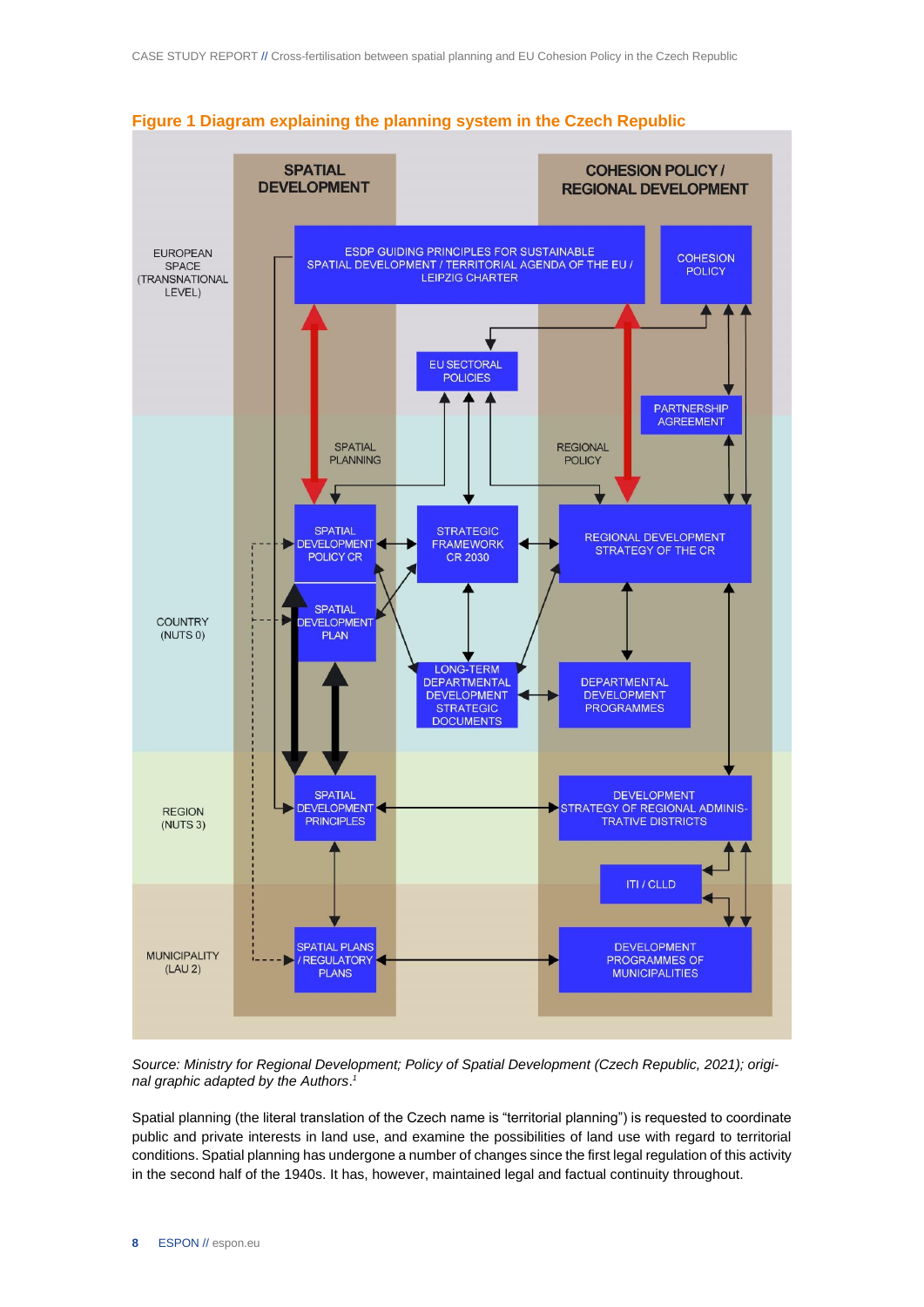**Figure 1 Diagram explaining the planning system in the Czech Republic**

*Source: Ministry for Regional Development; Policy of Spatial Development (Czech Republic, 2021); original graphic adapted by the Authors.*[1]

Spatial planning (the literal translation of the Czech name is "territorial planning") is requested to coordinate public and private interests in land use, and examine the possibilities of land use with regard to territorial conditions. Spatial planning has undergone a number of changes since the first legal regulation of this activity in the second half of the 1940s. It has, however, maintained legal and factual continuity throughout.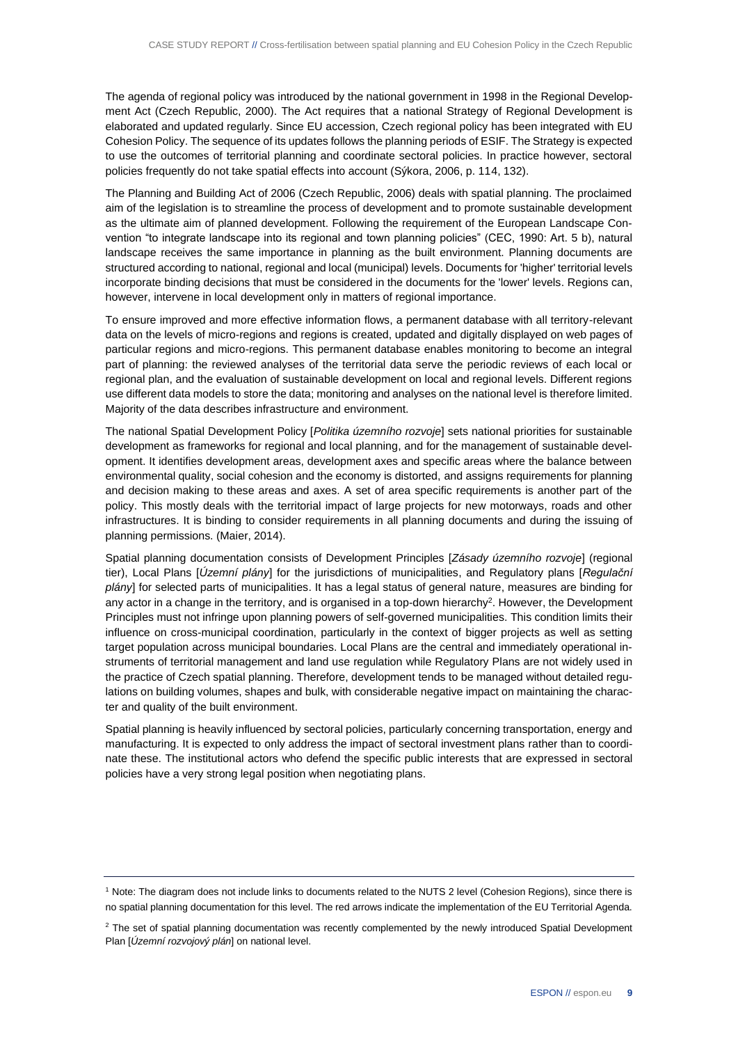The agenda of regional policy was introduced by the national government in 1998 in the Regional Development Act (Czech Republic, 2000). The Act requires that a national Strategy of Regional Development is elaborated and updated regularly. Since EU accession, Czech regional policy has been integrated with EU Cohesion Policy. The sequence of its updates follows the planning periods of ESIF. The Strategy is expected to use the outcomes of territorial planning and coordinate sectoral policies. In practice however, sectoral policies frequently do not take spatial effects into account (Sýkora, 2006, p. 114, 132).

The Planning and Building Act of 2006 (Czech Republic, 2006) deals with spatial planning. The proclaimed aim of the legislation is to streamline the process of development and to promote sustainable development as the ultimate aim of planned development. Following the requirement of the European Landscape Convention "to integrate landscape into its regional and town planning policies" (CEC, 1990: Art. 5 b), natural landscape receives the same importance in planning as the built environment. Planning documents are structured according to national, regional and local (municipal) levels. Documents for 'higher' territorial levels incorporate binding decisions that must be considered in the documents for the 'lower' levels. Regions can, however, intervene in local development only in matters of regional importance.

To ensure improved and more effective information flows, a permanent database with all territory-relevant data on the levels of micro-regions and regions is created, updated and digitally displayed on web pages of particular regions and micro-regions. This permanent database enables monitoring to become an integral part of planning: the reviewed analyses of the territorial data serve the periodic reviews of each local or regional plan, and the evaluation of sustainable development on local and regional levels. Different regions use different data models to store the data; monitoring and analyses on the national level is therefore limited. Majority of the data describes infrastructure and environment.

The national Spatial Development Policy [*Politika územního rozvoje*] sets national priorities for sustainable development as frameworks for regional and local planning, and for the management of sustainable development. It identifies development areas, development axes and specific areas where the balance between environmental quality, social cohesion and the economy is distorted, and assigns requirements for planning and decision making to these areas and axes. A set of area specific requirements is another part of the policy. This mostly deals with the territorial impact of large projects for new motorways, roads and other infrastructures. It is binding to consider requirements in all planning documents and during the issuing of planning permissions. (Maier, 2014).

Spatial planning documentation consists of Development Principles [*Zásady územního rozvoje*] (regional tier), Local Plans [*Územní plány*] for the jurisdictions of municipalities, and Regulatory plans [*Regulační plány*] for selected parts of municipalities. It has a legal status of general nature, measures are binding for any actor in a change in the territory, and is organised in a top-down hierarchy[2]. However, the Development Principles must not infringe upon planning powers of self-governed municipalities. This condition limits their influence on cross-municipal coordination, particularly in the context of bigger projects as well as setting target population across municipal boundaries. Local Plans are the central and immediately operational instruments of territorial management and land use regulation while Regulatory Plans are not widely used in the practice of Czech spatial planning. Therefore, development tends to be managed without detailed regulations on building volumes, shapes and bulk, with considerable negative impact on maintaining the character and quality of the built environment.

Spatial planning is heavily influenced by sectoral policies, particularly concerning transportation, energy and manufacturing. It is expected to only address the impact of sectoral investment plans rather than to coordinate these. The institutional actors who defend the specific public interests that are expressed in sectoral policies have a very strong legal position when negotiating plans.

---

[1] Note: The diagram does not include links to documents related to the NUTS 2 level (Cohesion Regions), since there is no spatial planning documentation for this level. The red arrows indicate the implementation of the EU Territorial Agenda.

[2] The set of spatial planning documentation was recently complemented by the newly introduced Spatial Development Plan [*Územní rozvojový plán*] on national level.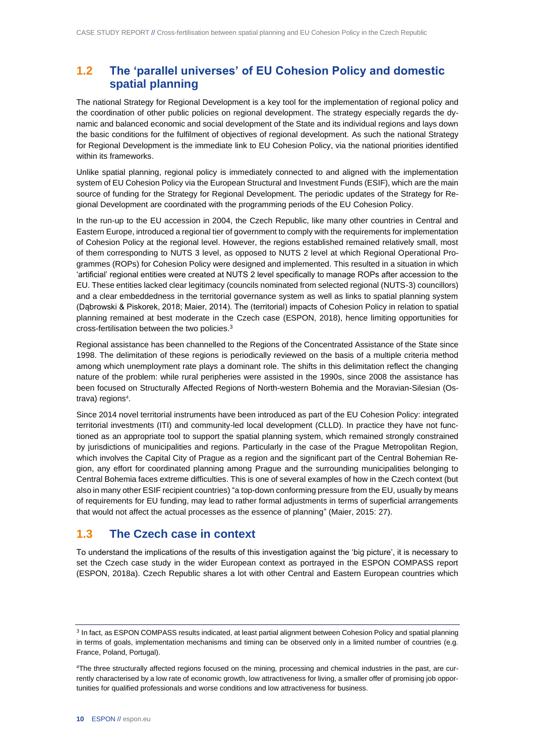## 1.2 The 'parallel universes' of EU Cohesion Policy and domestic spatial planning

The national Strategy for Regional Development is a key tool for the implementation of regional policy and the coordination of other public policies on regional development. The strategy especially regards the dynamic and balanced economic and social development of the State and its individual regions and lays down the basic conditions for the fulfilment of objectives of regional development. As such the national Strategy for Regional Development is the immediate link to EU Cohesion Policy, via the national priorities identified within its frameworks.

Unlike spatial planning, regional policy is immediately connected to and aligned with the implementation system of EU Cohesion Policy via the European Structural and Investment Funds (ESIF), which are the main source of funding for the Strategy for Regional Development. The periodic updates of the Strategy for Regional Development are coordinated with the programming periods of the EU Cohesion Policy.

In the run-up to the EU accession in 2004, the Czech Republic, like many other countries in Central and Eastern Europe, introduced a regional tier of government to comply with the requirements for implementation of Cohesion Policy at the regional level. However, the regions established remained relatively small, most of them corresponding to NUTS 3 level, as opposed to NUTS 2 level at which Regional Operational Programmes (ROPs) for Cohesion Policy were designed and implemented. This resulted in a situation in which 'artificial' regional entities were created at NUTS 2 level specifically to manage ROPs after accession to the EU. These entities lacked clear legitimacy (councils nominated from selected regional (NUTS-3) councillors) and a clear embeddedness in the territorial governance system as well as links to spatial planning system (Dąbrowski & Piskorek, 2018; Maier, 2014). The (territorial) impacts of Cohesion Policy in relation to spatial planning remained at best moderate in the Czech case (ESPON, 2018), hence limiting opportunities for cross-fertilisation between the two policies.[3]

Regional assistance has been channelled to the Regions of the Concentrated Assistance of the State since 1998. The delimitation of these regions is periodically reviewed on the basis of a multiple criteria method among which unemployment rate plays a dominant role. The shifts in this delimitation reflect the changing nature of the problem: while rural peripheries were assisted in the 1990s, since 2008 the assistance has been focused on Structurally Affected Regions of North-western Bohemia and the Moravian-Silesian (Ostrava) regions[4].

Since 2014 novel territorial instruments have been introduced as part of the EU Cohesion Policy: integrated territorial investments (ITI) and community-led local development (CLLD). In practice they have not functioned as an appropriate tool to support the spatial planning system, which remained strongly constrained by jurisdictions of municipalities and regions. Particularly in the case of the Prague Metropolitan Region, which involves the Capital City of Prague as a region and the significant part of the Central Bohemian Region, any effort for coordinated planning among Prague and the surrounding municipalities belonging to Central Bohemia faces extreme difficulties. This is one of several examples of how in the Czech context (but also in many other ESIF recipient countries) "a top-down conforming pressure from the EU, usually by means of requirements for EU funding, may lead to rather formal adjustments in terms of superficial arrangements that would not affect the actual processes as the essence of planning" (Maier, 2015: 27).

## 1.3 The Czech case in context

To understand the implications of the results of this investigation against the 'big picture', it is necessary to set the Czech case study in the wider European context as portrayed in the ESPON COMPASS report (ESPON, 2018a). Czech Republic shares a lot with other Central and Eastern European countries which

---

[3] In fact, as ESPON COMPASS results indicated, at least partial alignment between Cohesion Policy and spatial planning in terms of goals, implementation mechanisms and timing can be observed only in a limited number of countries (e.g. France, Poland, Portugal).

[4] The three structurally affected regions focused on the mining, processing and chemical industries in the past, are currently characterised by a low rate of economic growth, low attractiveness for living, a smaller offer of promising job opportunities for qualified professionals and worse conditions and low attractiveness for business.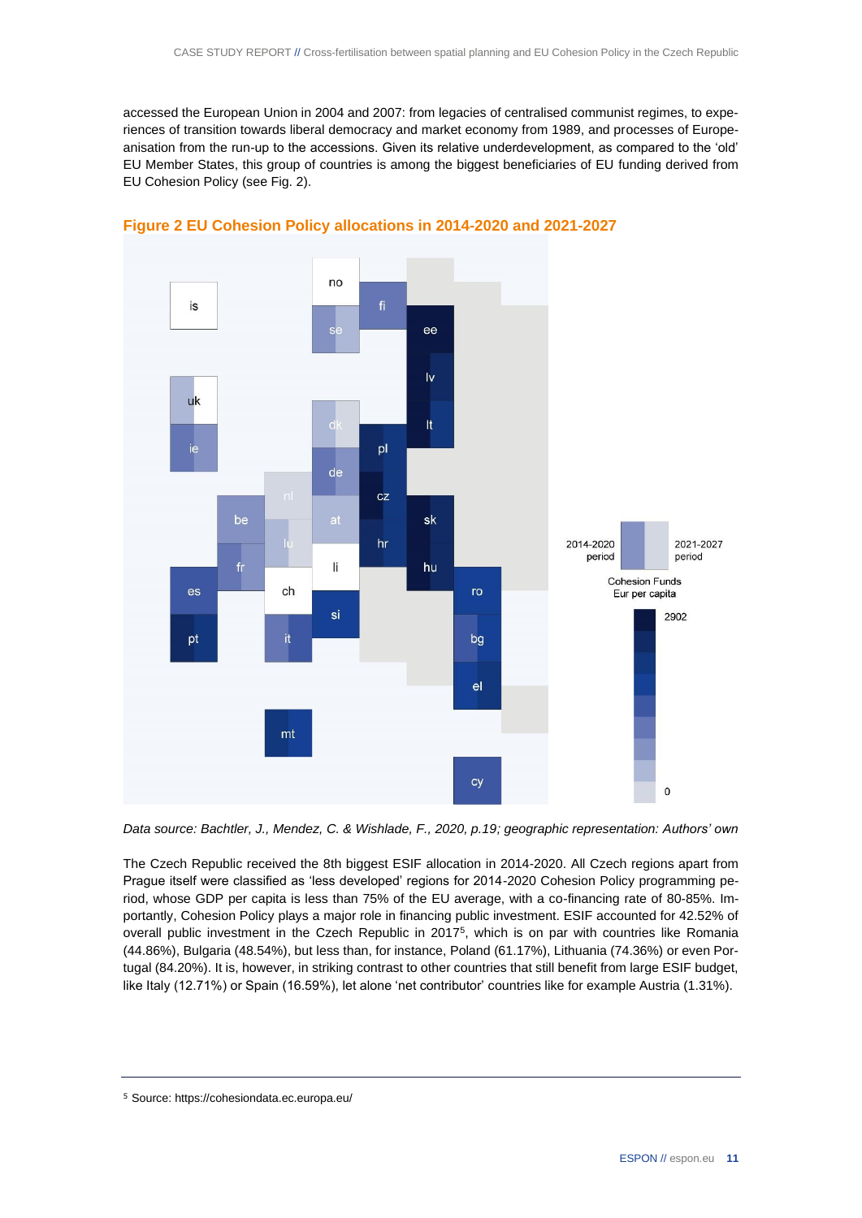accessed the European Union in 2004 and 2007: from legacies of centralised communist regimes, to experiences of transition towards liberal democracy and market economy from 1989, and processes of Europeanisation from the run-up to the accessions. Given its relative underdevelopment, as compared to the 'old' EU Member States, this group of countries is among the biggest beneficiaries of EU funding derived from EU Cohesion Policy (see Fig. 2).

### Figure 2 EU Cohesion Policy allocations in 2014-2020 and 2021-2027

*Data source: Bachtler, J., Mendez, C. & Wishlade, F., 2020, p.19; geographic representation: Authors' own*

The Czech Republic received the 8th biggest ESIF allocation in 2014-2020. All Czech regions apart from Prague itself were classified as 'less developed' regions for 2014-2020 Cohesion Policy programming period, whose GDP per capita is less than 75% of the EU average, with a co-financing rate of 80-85%. Importantly, Cohesion Policy plays a major role in financing public investment. ESIF accounted for 42.52% of overall public investment in the Czech Republic in 2017[5], which is on par with countries like Romania (44.86%), Bulgaria (48.54%), but less than, for instance, Poland (61.17%), Lithuania (74.36%) or even Portugal (84.20%). It is, however, in striking contrast to other countries that still benefit from large ESIF budget, like Italy (12.71%) or Spain (16.59%), let alone 'net contributor' countries like for example Austria (1.31%).

[5] Source: https://cohesiondata.ec.europa.eu/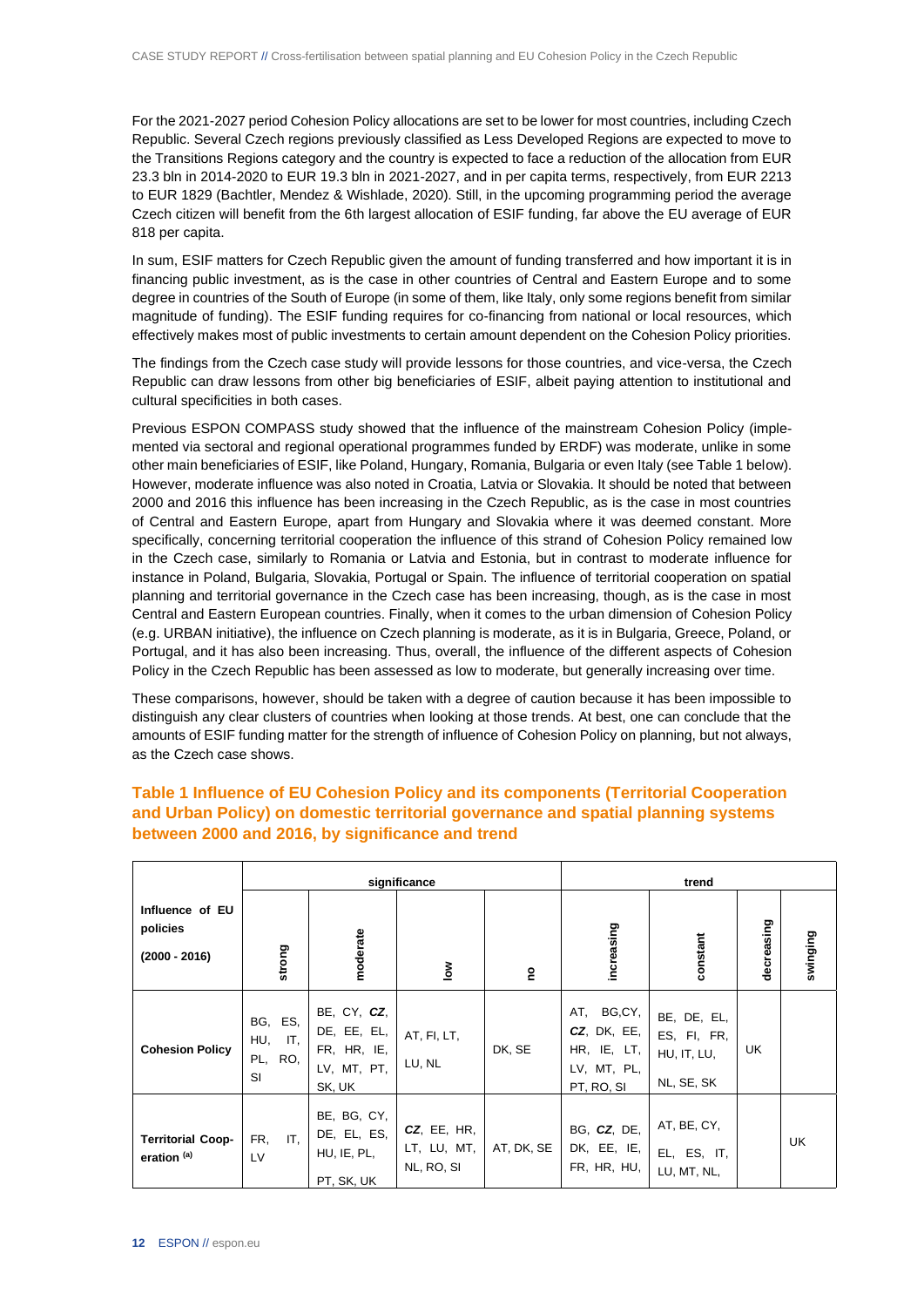For the 2021-2027 period Cohesion Policy allocations are set to be lower for most countries, including Czech Republic. Several Czech regions previously classified as Less Developed Regions are expected to move to the Transitions Regions category and the country is expected to face a reduction of the allocation from EUR 23.3 bln in 2014-2020 to EUR 19.3 bln in 2021-2027, and in per capita terms, respectively, from EUR 2213 to EUR 1829 (Bachtler, Mendez & Wishlade, 2020). Still, in the upcoming programming period the average Czech citizen will benefit from the 6th largest allocation of ESIF funding, far above the EU average of EUR 818 per capita.

In sum, ESIF matters for Czech Republic given the amount of funding transferred and how important it is in financing public investment, as is the case in other countries of Central and Eastern Europe and to some degree in countries of the South of Europe (in some of them, like Italy, only some regions benefit from similar magnitude of funding). The ESIF funding requires for co-financing from national or local resources, which effectively makes most of public investments to certain amount dependent on the Cohesion Policy priorities.

The findings from the Czech case study will provide lessons for those countries, and vice-versa, the Czech Republic can draw lessons from other big beneficiaries of ESIF, albeit paying attention to institutional and cultural specificities in both cases.

Previous ESPON COMPASS study showed that the influence of the mainstream Cohesion Policy (implemented via sectoral and regional operational programmes funded by ERDF) was moderate, unlike in some other main beneficiaries of ESIF, like Poland, Hungary, Romania, Bulgaria or even Italy (see Table 1 below). However, moderate influence was also noted in Croatia, Latvia or Slovakia. It should be noted that between 2000 and 2016 this influence has been increasing in the Czech Republic, as is the case in most countries of Central and Eastern Europe, apart from Hungary and Slovakia where it was deemed constant. More specifically, concerning territorial cooperation the influence of this strand of Cohesion Policy remained low in the Czech case, similarly to Romania or Latvia and Estonia, but in contrast to moderate influence for instance in Poland, Bulgaria, Slovakia, Portugal or Spain. The influence of territorial cooperation on spatial planning and territorial governance in the Czech case has been increasing, though, as is the case in most Central and Eastern European countries. Finally, when it comes to the urban dimension of Cohesion Policy (e.g. URBAN initiative), the influence on Czech planning is moderate, as it is in Bulgaria, Greece, Poland, or Portugal, and it has also been increasing. Thus, overall, the influence of the different aspects of Cohesion Policy in the Czech Republic has been assessed as low to moderate, but generally increasing over time.

These comparisons, however, should be taken with a degree of caution because it has been impossible to distinguish any clear clusters of countries when looking at those trends. At best, one can conclude that the amounts of ESIF funding matter for the strength of influence of Cohesion Policy on planning, but not always, as the Czech case shows.

## Table 1 Influence of EU Cohesion Policy and its components (Territorial Cooperation and Urban Policy) on domestic territorial governance and spatial planning systems between 2000 and 2016, by significance and trend

| Influence of EU policies (2000 - 2016) | significance | | | | trend | | | |
|---|---|---|---|---|---|---|---|---|
| | strong | moderate | low | no | increasing | constant | decreasing | swinging |
| **Cohesion Policy** | BG, ES, HU, IT, PL, RO, SI | BE, CY, ***CZ***, DE, EE, EL, FR, HR, IE, LV, MT, PT, SK, UK | AT, FI, LT, LU, NL | DK, SE | AT, BG,CY, ***CZ***, DK, EE, HR, IE, LT, LV, MT, PL, PT, RO, SI | BE, DE, EL, ES, FI, FR, HU, IT, LU, NL, SE, SK | UK | |
| **Territorial Cooperation** [(a)] | FR, IT, LV | BE, BG, CY, DE, EL, ES, HU, IE, PL, PT, SK, UK | ***CZ***, EE, HR, LT, LU, MT, NL, RO, SI | AT, DK, SE | BG, ***CZ***, DE, DK, EE, IE, FR, HR, HU, | AT, BE, CY, EL, ES, IT, LU, MT, NL, | | UK |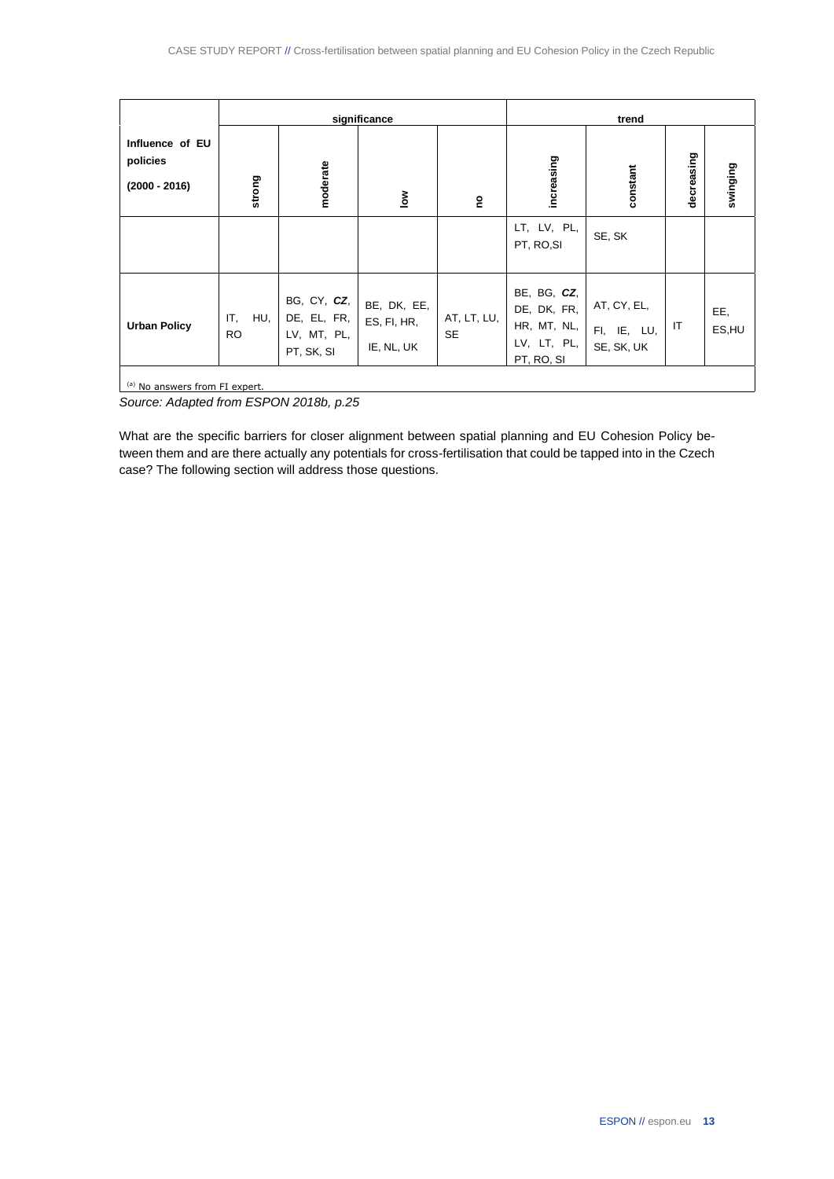| Influence of EU policies (2000 - 2016) | significance | | | | trend | | | |
|---|---|---|---|---|---|---|---|---|
| | strong | moderate | low | no | increasing | constant | decreasing | swinging |
| | | | | | LT, LV, PL, PT, RO,SI | SE, SK | | |
| **Urban Policy** | IT, HU, RO | BG, CY, ***CZ***, DE, EL, FR, LV, MT, PL, PT, SK, SI | BE, DK, EE, ES, FI, HR, IE, NL, UK | AT, LT, LU, SE | BE, BG, ***CZ***, DE, DK, FR, HR, MT, NL, LV, LT, PL, PT, RO, SI | AT, CY, EL, FI, IE, LU, SE, SK, UK | IT | EE, ES,HU |

(a) No answers from FI expert.

*Source: Adapted from ESPON 2018b, p.25*

What are the specific barriers for closer alignment between spatial planning and EU Cohesion Policy between them and are there actually any potentials for cross-fertilisation that could be tapped into in the Czech case? The following section will address those questions.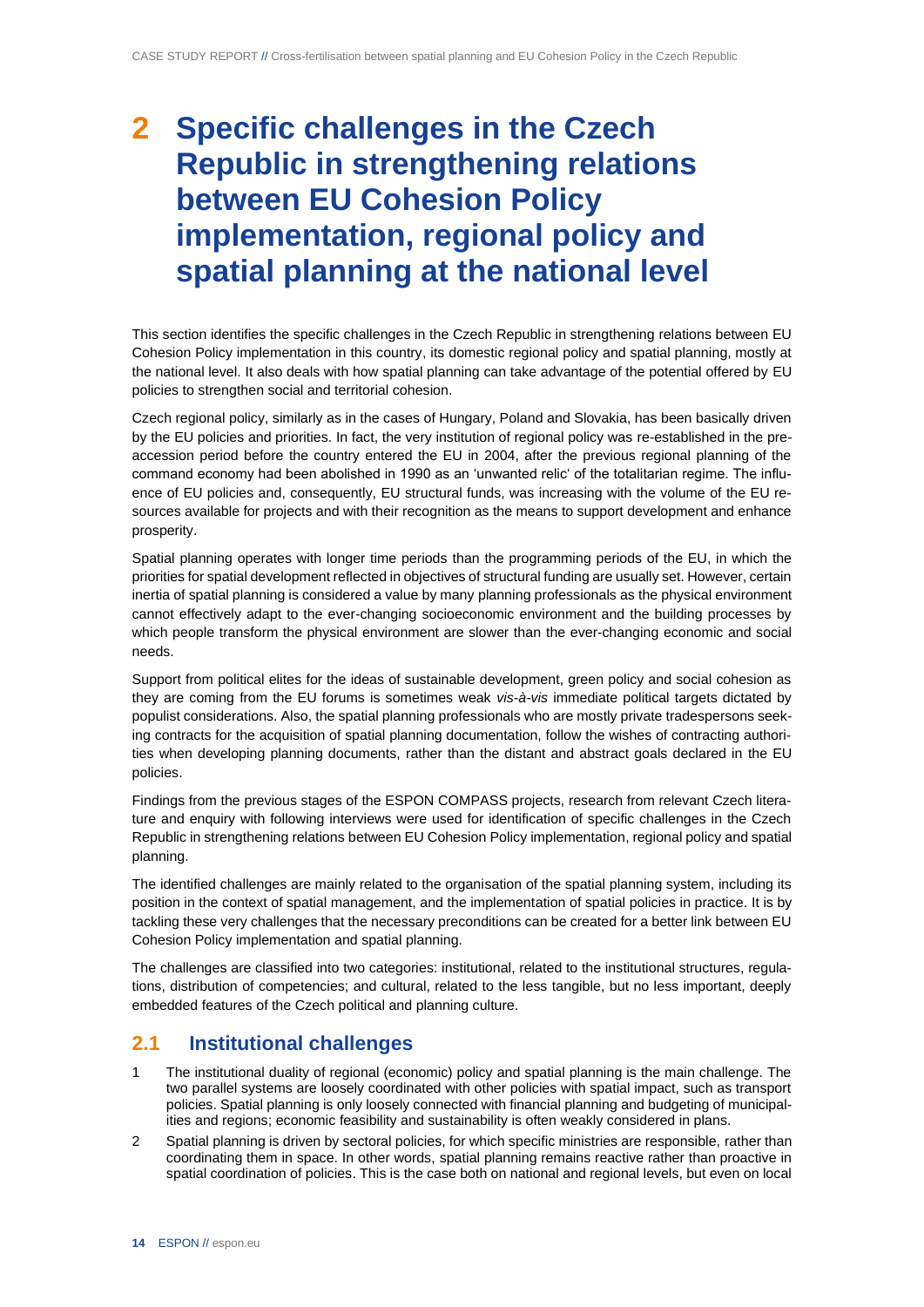# 2 Specific challenges in the Czech Republic in strengthening relations between EU Cohesion Policy implementation, regional policy and spatial planning at the national level

This section identifies the specific challenges in the Czech Republic in strengthening relations between EU Cohesion Policy implementation in this country, its domestic regional policy and spatial planning, mostly at the national level. It also deals with how spatial planning can take advantage of the potential offered by EU policies to strengthen social and territorial cohesion.

Czech regional policy, similarly as in the cases of Hungary, Poland and Slovakia, has been basically driven by the EU policies and priorities. In fact, the very institution of regional policy was re-established in the pre-accession period before the country entered the EU in 2004, after the previous regional planning of the command economy had been abolished in 1990 as an 'unwanted relic' of the totalitarian regime. The influence of EU policies and, consequently, EU structural funds, was increasing with the volume of the EU resources available for projects and with their recognition as the means to support development and enhance prosperity.

Spatial planning operates with longer time periods than the programming periods of the EU, in which the priorities for spatial development reflected in objectives of structural funding are usually set. However, certain inertia of spatial planning is considered a value by many planning professionals as the physical environment cannot effectively adapt to the ever-changing socioeconomic environment and the building processes by which people transform the physical environment are slower than the ever-changing economic and social needs.

Support from political elites for the ideas of sustainable development, green policy and social cohesion as they are coming from the EU forums is sometimes weak *vis-à-vis* immediate political targets dictated by populist considerations. Also, the spatial planning professionals who are mostly private tradespersons seeking contracts for the acquisition of spatial planning documentation, follow the wishes of contracting authorities when developing planning documents, rather than the distant and abstract goals declared in the EU policies.

Findings from the previous stages of the ESPON COMPASS projects, research from relevant Czech literature and enquiry with following interviews were used for identification of specific challenges in the Czech Republic in strengthening relations between EU Cohesion Policy implementation, regional policy and spatial planning.

The identified challenges are mainly related to the organisation of the spatial planning system, including its position in the context of spatial management, and the implementation of spatial policies in practice. It is by tackling these very challenges that the necessary preconditions can be created for a better link between EU Cohesion Policy implementation and spatial planning.

The challenges are classified into two categories: institutional, related to the institutional structures, regulations, distribution of competencies; and cultural, related to the less tangible, but no less important, deeply embedded features of the Czech political and planning culture.

## 2.1 Institutional challenges

1. The institutional duality of regional (economic) policy and spatial planning is the main challenge. The two parallel systems are loosely coordinated with other policies with spatial impact, such as transport policies. Spatial planning is only loosely connected with financial planning and budgeting of municipalities and regions; economic feasibility and sustainability is often weakly considered in plans.
2. Spatial planning is driven by sectoral policies, for which specific ministries are responsible, rather than coordinating them in space. In other words, spatial planning remains reactive rather than proactive in spatial coordination of policies. This is the case both on national and regional levels, but even on local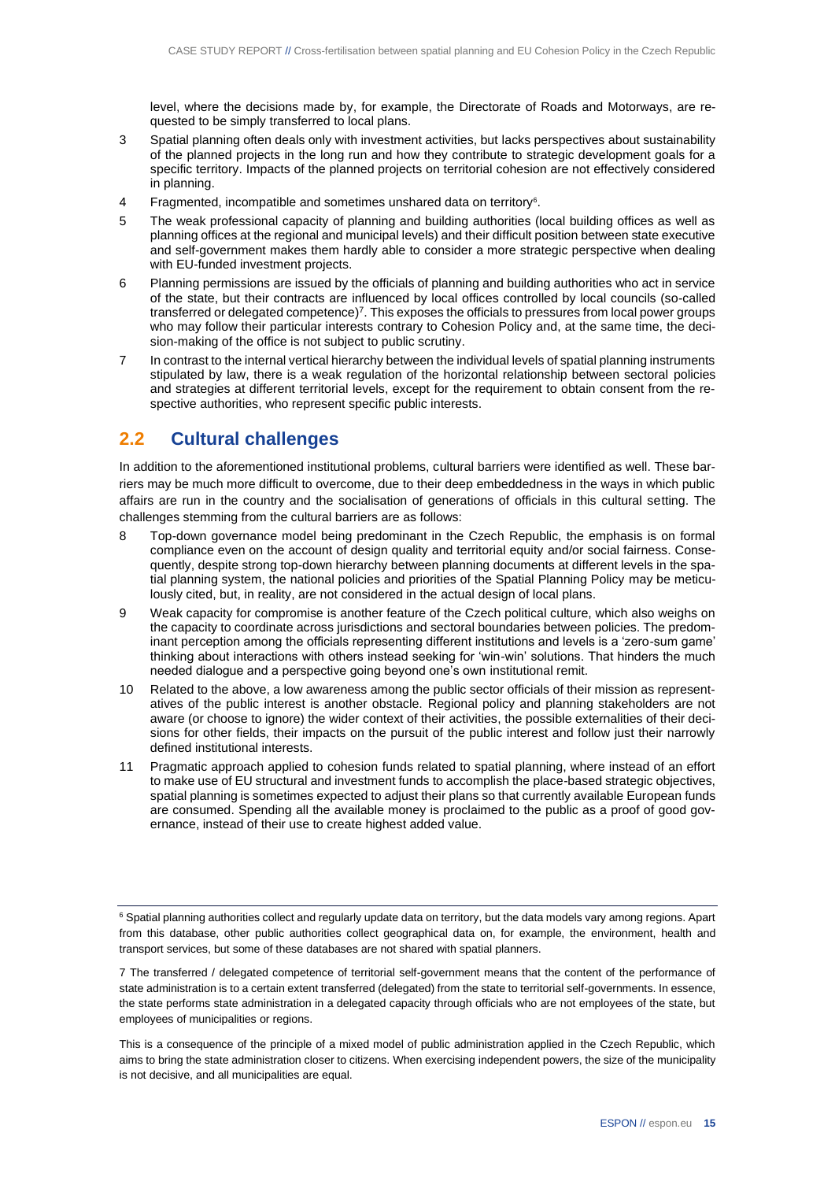level, where the decisions made by, for example, the Directorate of Roads and Motorways, are requested to be simply transferred to local plans.

3 Spatial planning often deals only with investment activities, but lacks perspectives about sustainability of the planned projects in the long run and how they contribute to strategic development goals for a specific territory. Impacts of the planned projects on territorial cohesion are not effectively considered in planning.

4 Fragmented, incompatible and sometimes unshared data on territory[6].

5 The weak professional capacity of planning and building authorities (local building offices as well as planning offices at the regional and municipal levels) and their difficult position between state executive and self-government makes them hardly able to consider a more strategic perspective when dealing with EU-funded investment projects.

6 Planning permissions are issued by the officials of planning and building authorities who act in service of the state, but their contracts are influenced by local offices controlled by local councils (so-called transferred or delegated competence)[7]. This exposes the officials to pressures from local power groups who may follow their particular interests contrary to Cohesion Policy and, at the same time, the decision-making of the office is not subject to public scrutiny.

7 In contrast to the internal vertical hierarchy between the individual levels of spatial planning instruments stipulated by law, there is a weak regulation of the horizontal relationship between sectoral policies and strategies at different territorial levels, except for the requirement to obtain consent from the respective authorities, who represent specific public interests.

## 2.2 Cultural challenges

In addition to the aforementioned institutional problems, cultural barriers were identified as well. These barriers may be much more difficult to overcome, due to their deep embeddedness in the ways in which public affairs are run in the country and the socialisation of generations of officials in this cultural setting. The challenges stemming from the cultural barriers are as follows:

8 Top-down governance model being predominant in the Czech Republic, the emphasis is on formal compliance even on the account of design quality and territorial equity and/or social fairness. Consequently, despite strong top-down hierarchy between planning documents at different levels in the spatial planning system, the national policies and priorities of the Spatial Planning Policy may be meticulously cited, but, in reality, are not considered in the actual design of local plans.

9 Weak capacity for compromise is another feature of the Czech political culture, which also weighs on the capacity to coordinate across jurisdictions and sectoral boundaries between policies. The predominant perception among the officials representing different institutions and levels is a 'zero-sum game' thinking about interactions with others instead seeking for 'win-win' solutions. That hinders the much needed dialogue and a perspective going beyond one's own institutional remit.

10 Related to the above, a low awareness among the public sector officials of their mission as representatives of the public interest is another obstacle. Regional policy and planning stakeholders are not aware (or choose to ignore) the wider context of their activities, the possible externalities of their decisions for other fields, their impacts on the pursuit of the public interest and follow just their narrowly defined institutional interests.

11 Pragmatic approach applied to cohesion funds related to spatial planning, where instead of an effort to make use of EU structural and investment funds to accomplish the place-based strategic objectives, spatial planning is sometimes expected to adjust their plans so that currently available European funds are consumed. Spending all the available money is proclaimed to the public as a proof of good governance, instead of their use to create highest added value.

---

[6] Spatial planning authorities collect and regularly update data on territory, but the data models vary among regions. Apart from this database, other public authorities collect geographical data on, for example, the environment, health and transport services, but some of these databases are not shared with spatial planners.

[7] The transferred / delegated competence of territorial self-government means that the content of the performance of state administration is to a certain extent transferred (delegated) from the state to territorial self-governments. In essence, the state performs state administration in a delegated capacity through officials who are not employees of the state, but employees of municipalities or regions.

This is a consequence of the principle of a mixed model of public administration applied in the Czech Republic, which aims to bring the state administration closer to citizens. When exercising independent powers, the size of the municipality is not decisive, and all municipalities are equal.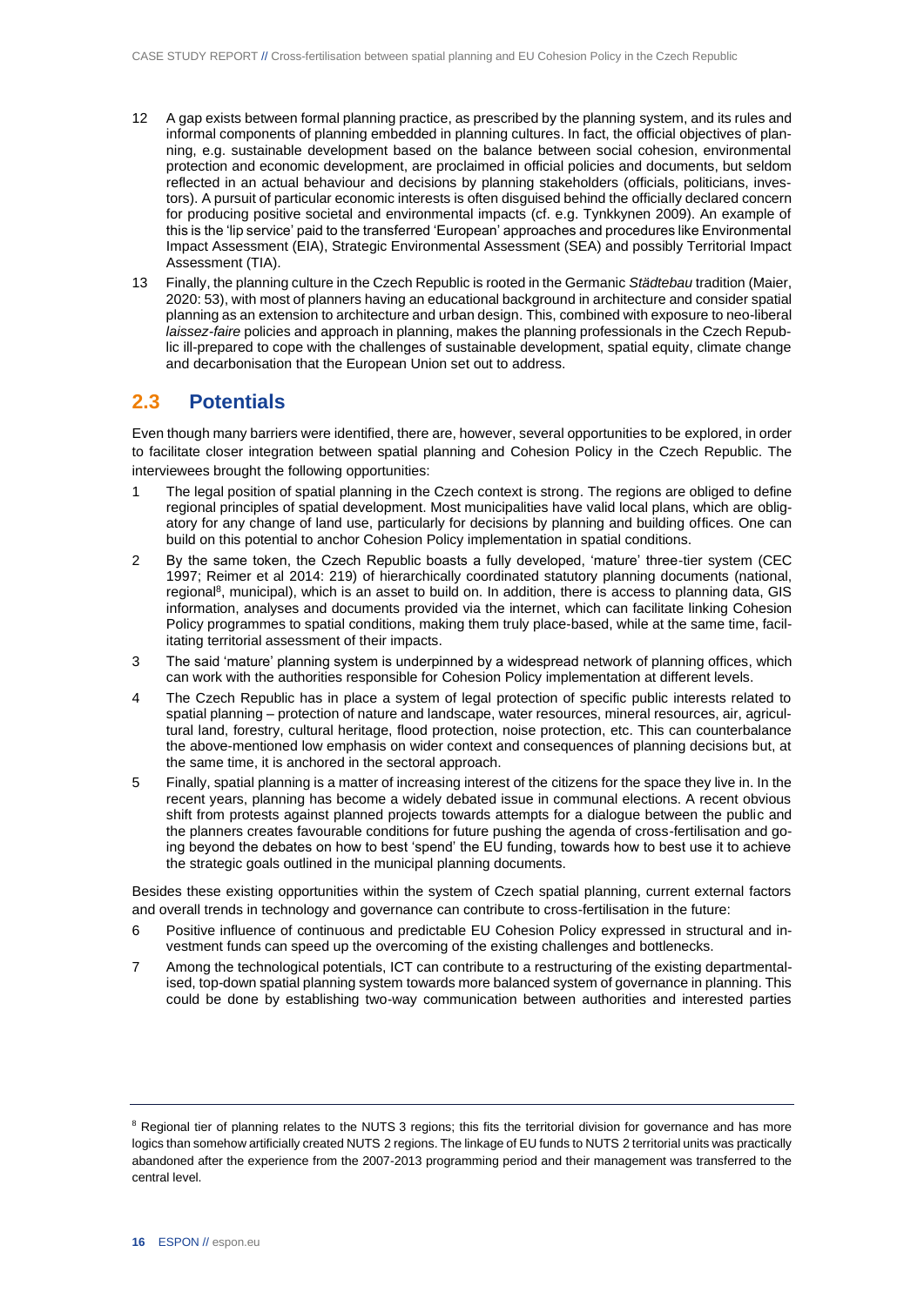12 A gap exists between formal planning practice, as prescribed by the planning system, and its rules and informal components of planning embedded in planning cultures. In fact, the official objectives of planning, e.g. sustainable development based on the balance between social cohesion, environmental protection and economic development, are proclaimed in official policies and documents, but seldom reflected in an actual behaviour and decisions by planning stakeholders (officials, politicians, investors). A pursuit of particular economic interests is often disguised behind the officially declared concern for producing positive societal and environmental impacts (cf. e.g. Tynkkynen 2009). An example of this is the 'lip service' paid to the transferred 'European' approaches and procedures like Environmental Impact Assessment (EIA), Strategic Environmental Assessment (SEA) and possibly Territorial Impact Assessment (TIA).

13 Finally, the planning culture in the Czech Republic is rooted in the Germanic *Städtebau* tradition (Maier, 2020: 53), with most of planners having an educational background in architecture and consider spatial planning as an extension to architecture and urban design. This, combined with exposure to neo-liberal *laissez-faire* policies and approach in planning, makes the planning professionals in the Czech Republic ill-prepared to cope with the challenges of sustainable development, spatial equity, climate change and decarbonisation that the European Union set out to address.

## 2.3 Potentials

Even though many barriers were identified, there are, however, several opportunities to be explored, in order to facilitate closer integration between spatial planning and Cohesion Policy in the Czech Republic. The interviewees brought the following opportunities:

1 The legal position of spatial planning in the Czech context is strong. The regions are obliged to define regional principles of spatial development. Most municipalities have valid local plans, which are obligatory for any change of land use, particularly for decisions by planning and building offices. One can build on this potential to anchor Cohesion Policy implementation in spatial conditions.

2 By the same token, the Czech Republic boasts a fully developed, 'mature' three-tier system (CEC 1997; Reimer et al 2014: 219) of hierarchically coordinated statutory planning documents (national, regional[8], municipal), which is an asset to build on. In addition, there is access to planning data, GIS information, analyses and documents provided via the internet, which can facilitate linking Cohesion Policy programmes to spatial conditions, making them truly place-based, while at the same time, facilitating territorial assessment of their impacts.

3 The said 'mature' planning system is underpinned by a widespread network of planning offices, which can work with the authorities responsible for Cohesion Policy implementation at different levels.

4 The Czech Republic has in place a system of legal protection of specific public interests related to spatial planning – protection of nature and landscape, water resources, mineral resources, air, agricultural land, forestry, cultural heritage, flood protection, noise protection, etc. This can counterbalance the above-mentioned low emphasis on wider context and consequences of planning decisions but, at the same time, it is anchored in the sectoral approach.

5 Finally, spatial planning is a matter of increasing interest of the citizens for the space they live in. In the recent years, planning has become a widely debated issue in communal elections. A recent obvious shift from protests against planned projects towards attempts for a dialogue between the public and the planners creates favourable conditions for future pushing the agenda of cross-fertilisation and going beyond the debates on how to best 'spend' the EU funding, towards how to best use it to achieve the strategic goals outlined in the municipal planning documents.

Besides these existing opportunities within the system of Czech spatial planning, current external factors and overall trends in technology and governance can contribute to cross-fertilisation in the future:

6 Positive influence of continuous and predictable EU Cohesion Policy expressed in structural and investment funds can speed up the overcoming of the existing challenges and bottlenecks.

7 Among the technological potentials, ICT can contribute to a restructuring of the existing departmentalised, top-down spatial planning system towards more balanced system of governance in planning. This could be done by establishing two-way communication between authorities and interested parties

---

[8] Regional tier of planning relates to the NUTS 3 regions; this fits the territorial division for governance and has more logics than somehow artificially created NUTS 2 regions. The linkage of EU funds to NUTS 2 territorial units was practically abandoned after the experience from the 2007-2013 programming period and their management was transferred to the central level.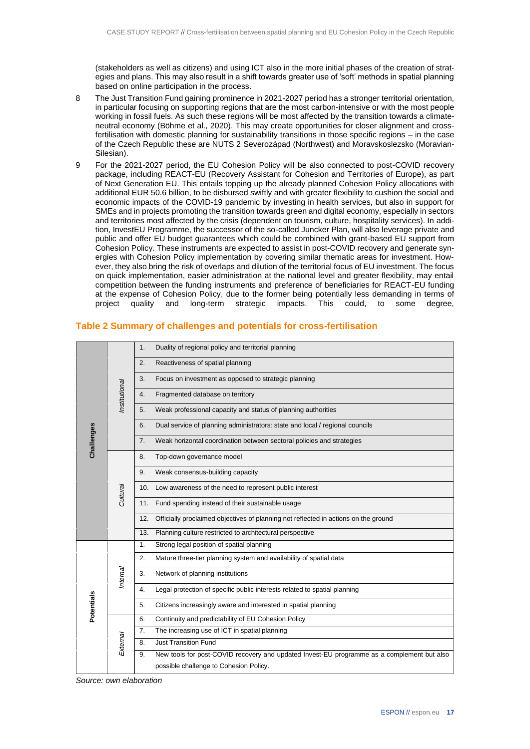(stakeholders as well as citizens) and using ICT also in the more initial phases of the creation of strategies and plans. This may also result in a shift towards greater use of 'soft' methods in spatial planning based on online participation in the process.

8 The Just Transition Fund gaining prominence in 2021-2027 period has a stronger territorial orientation, in particular focusing on supporting regions that are the most carbon-intensive or with the most people working in fossil fuels. As such these regions will be most affected by the transition towards a climate-neutral economy (Böhme et al., 2020). This may create opportunities for closer alignment and cross-fertilisation with domestic planning for sustainability transitions in those specific regions – in the case of the Czech Republic these are NUTS 2 Severozápad (Northwest) and Moravskoslezsko (Moravian-Silesian).

9 For the 2021-2027 period, the EU Cohesion Policy will be also connected to post-COVID recovery package, including REACT-EU (Recovery Assistant for Cohesion and Territories of Europe), as part of Next Generation EU. This entails topping up the already planned Cohesion Policy allocations with additional EUR 50.6 billion, to be disbursed swiftly and with greater flexibility to cushion the social and economic impacts of the COVID-19 pandemic by investing in health services, but also in support for SMEs and in projects promoting the transition towards green and digital economy, especially in sectors and territories most affected by the crisis (dependent on tourism, culture, hospitality services). In addition, InvestEU Programme, the successor of the so-called Juncker Plan, will also leverage private and public and offer EU budget guarantees which could be combined with grant-based EU support from Cohesion Policy. These instruments are expected to assist in post-COVID recovery and generate synergies with Cohesion Policy implementation by covering similar thematic areas for investment. However, they also bring the risk of overlaps and dilution of the territorial focus of EU investment. The focus on quick implementation, easier administration at the national level and greater flexibility, may entail competition between the funding instruments and preference of beneficiaries for REACT-EU funding at the expense of Cohesion Policy, due to the former being potentially less demanding in terms of project quality and long-term strategic impacts. This could, to some degree,

### Table 2 Summary of challenges and potentials for cross-fertilisation

| | | | |
|---|---|---|---|
| **Challenges** | *Institutional* | 1. | Duality of regional policy and territorial planning |
| | | 2. | Reactiveness of spatial planning |
| | | 3. | Focus on investment as opposed to strategic planning |
| | | 4. | Fragmented database on territory |
| | | 5. | Weak professional capacity and status of planning authorities |
| | | 6. | Dual service of planning administrators: state and local / regional councils |
| | | 7. | Weak horizontal coordination between sectoral policies and strategies |
| | *Cultural* | 8. | Top-down governance model |
| | | 9. | Weak consensus-building capacity |
| | | 10. | Low awareness of the need to represent public interest |
| | | 11. | Fund spending instead of their sustainable usage |
| | | 12. | Officially proclaimed objectives of planning not reflected in actions on the ground |
| | | 13. | Planning culture restricted to architectural perspective |
| **Potentials** | *Internal* | 1. | Strong legal position of spatial planning |
| | | 2. | Mature three-tier planning system and availability of spatial data |
| | | 3. | Network of planning institutions |
| | | 4. | Legal protection of specific public interests related to spatial planning |
| | | 5. | Citizens increasingly aware and interested in spatial planning |
| | *External* | 6. | Continuity and predictability of EU Cohesion Policy |
| | | 7. | The increasing use of ICT in spatial planning |
| | | 8. | Just Transition Fund |
| | | 9. | New tools for post-COVID recovery and updated Invest-EU programme as a complement but also possible challenge to Cohesion Policy. |

*Source: own elaboration*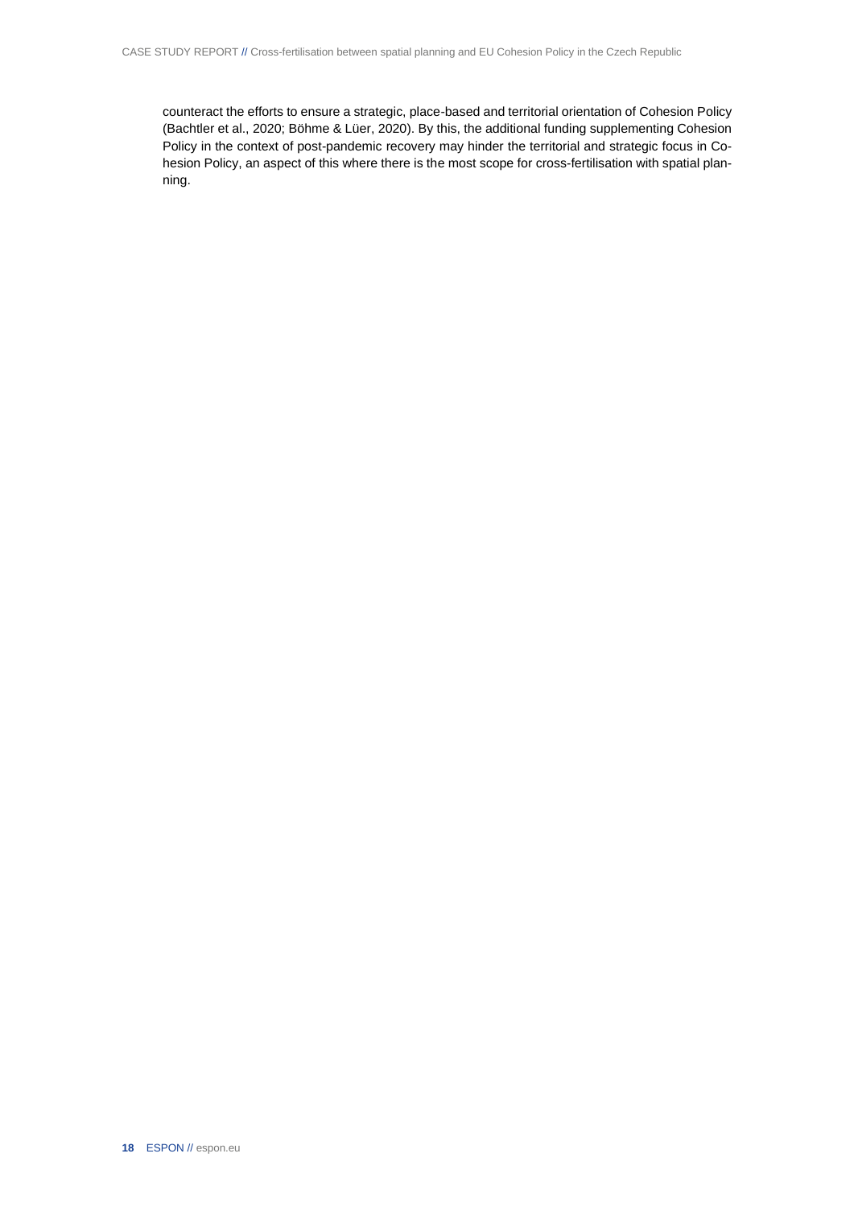counteract the efforts to ensure a strategic, place-based and territorial orientation of Cohesion Policy (Bachtler et al., 2020; Böhme & Lüer, 2020). By this, the additional funding supplementing Cohesion Policy in the context of post-pandemic recovery may hinder the territorial and strategic focus in Cohesion Policy, an aspect of this where there is the most scope for cross-fertilisation with spatial planning.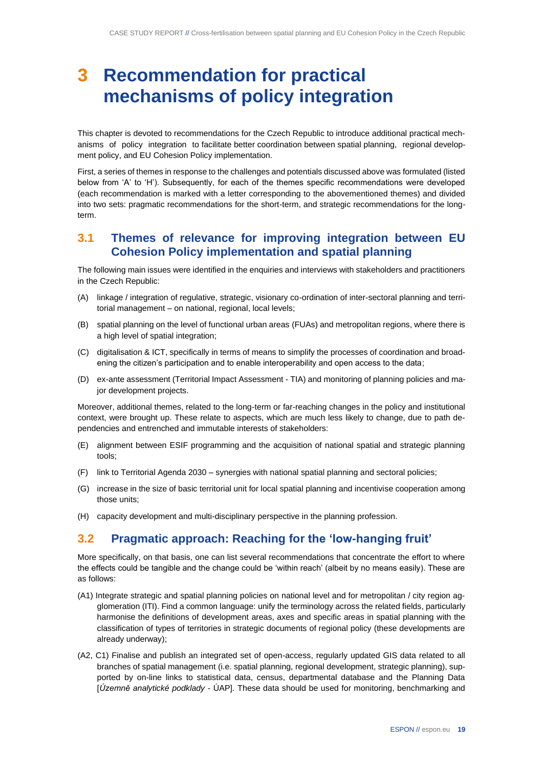# 3 Recommendation for practical mechanisms of policy integration

This chapter is devoted to recommendations for the Czech Republic to introduce additional practical mechanisms of policy integration to facilitate better coordination between spatial planning, regional development policy, and EU Cohesion Policy implementation.

First, a series of themes in response to the challenges and potentials discussed above was formulated (listed below from 'A' to 'H'). Subsequently, for each of the themes specific recommendations were developed (each recommendation is marked with a letter corresponding to the abovementioned themes) and divided into two sets: pragmatic recommendations for the short-term, and strategic recommendations for the long-term.

## 3.1 Themes of relevance for improving integration between EU Cohesion Policy implementation and spatial planning

The following main issues were identified in the enquiries and interviews with stakeholders and practitioners in the Czech Republic:

- (A) linkage / integration of regulative, strategic, visionary co-ordination of inter-sectoral planning and territorial management – on national, regional, local levels;
- (B) spatial planning on the level of functional urban areas (FUAs) and metropolitan regions, where there is a high level of spatial integration;
- (C) digitalisation & ICT, specifically in terms of means to simplify the processes of coordination and broadening the citizen's participation and to enable interoperability and open access to the data;
- (D) ex-ante assessment (Territorial Impact Assessment - TIA) and monitoring of planning policies and major development projects.

Moreover, additional themes, related to the long-term or far-reaching changes in the policy and institutional context, were brought up. These relate to aspects, which are much less likely to change, due to path dependencies and entrenched and immutable interests of stakeholders:

- (E) alignment between ESIF programming and the acquisition of national spatial and strategic planning tools;
- (F) link to Territorial Agenda 2030 – synergies with national spatial planning and sectoral policies;
- (G) increase in the size of basic territorial unit for local spatial planning and incentivise cooperation among those units;
- (H) capacity development and multi-disciplinary perspective in the planning profession.

## 3.2 Pragmatic approach: Reaching for the 'low-hanging fruit'

More specifically, on that basis, one can list several recommendations that concentrate the effort to where the effects could be tangible and the change could be 'within reach' (albeit by no means easily). These are as follows:

- (A1) Integrate strategic and spatial planning policies on national level and for metropolitan / city region agglomeration (ITI). Find a common language: unify the terminology across the related fields, particularly harmonise the definitions of development areas, axes and specific areas in spatial planning with the classification of types of territories in strategic documents of regional policy (these developments are already underway);
- (A2, C1) Finalise and publish an integrated set of open-access, regularly updated GIS data related to all branches of spatial management (i.e. spatial planning, regional development, strategic planning), supported by on-line links to statistical data, census, departmental database and the Planning Data [*Územně analytické podklady* - ÚAP]. These data should be used for monitoring, benchmarking and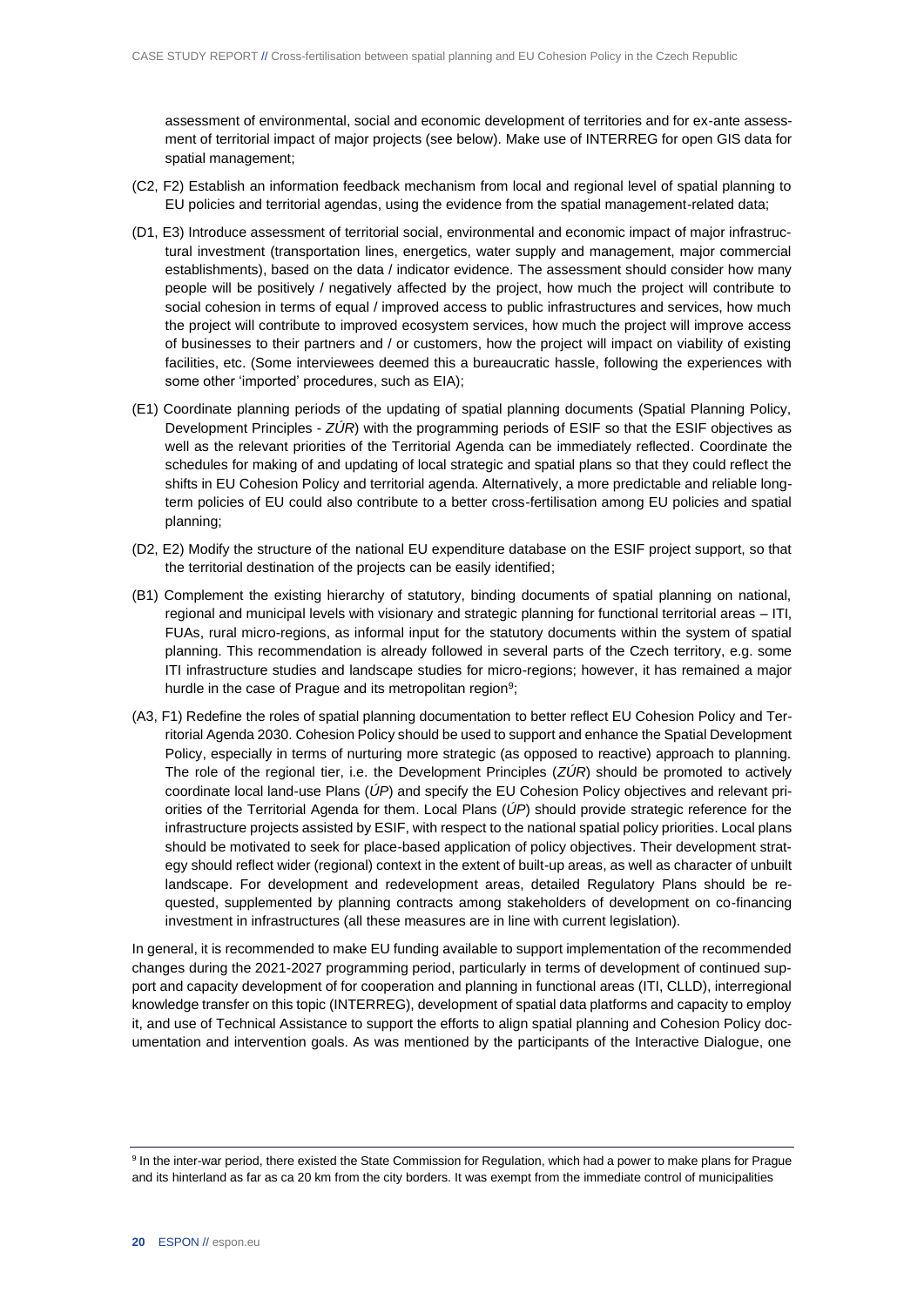assessment of environmental, social and economic development of territories and for ex-ante assessment of territorial impact of major projects (see below). Make use of INTERREG for open GIS data for spatial management;

(C2, F2) Establish an information feedback mechanism from local and regional level of spatial planning to EU policies and territorial agendas, using the evidence from the spatial management-related data;

(D1, E3) Introduce assessment of territorial social, environmental and economic impact of major infrastructural investment (transportation lines, energetics, water supply and management, major commercial establishments), based on the data / indicator evidence. The assessment should consider how many people will be positively / negatively affected by the project, how much the project will contribute to social cohesion in terms of equal / improved access to public infrastructures and services, how much the project will contribute to improved ecosystem services, how much the project will improve access of businesses to their partners and / or customers, how the project will impact on viability of existing facilities, etc. (Some interviewees deemed this a bureaucratic hassle, following the experiences with some other 'imported' procedures, such as EIA);

(E1) Coordinate planning periods of the updating of spatial planning documents (Spatial Planning Policy, Development Principles - *ZÚR*) with the programming periods of ESIF so that the ESIF objectives as well as the relevant priorities of the Territorial Agenda can be immediately reflected. Coordinate the schedules for making of and updating of local strategic and spatial plans so that they could reflect the shifts in EU Cohesion Policy and territorial agenda. Alternatively, a more predictable and reliable long-term policies of EU could also contribute to a better cross-fertilisation among EU policies and spatial planning;

(D2, E2) Modify the structure of the national EU expenditure database on the ESIF project support, so that the territorial destination of the projects can be easily identified;

(B1) Complement the existing hierarchy of statutory, binding documents of spatial planning on national, regional and municipal levels with visionary and strategic planning for functional territorial areas – ITI, FUAs, rural micro-regions, as informal input for the statutory documents within the system of spatial planning. This recommendation is already followed in several parts of the Czech territory, e.g. some ITI infrastructure studies and landscape studies for micro-regions; however, it has remained a major hurdle in the case of Prague and its metropolitan region[9];

(A3, F1) Redefine the roles of spatial planning documentation to better reflect EU Cohesion Policy and Territorial Agenda 2030. Cohesion Policy should be used to support and enhance the Spatial Development Policy, especially in terms of nurturing more strategic (as opposed to reactive) approach to planning. The role of the regional tier, i.e. the Development Principles (*ZÚR*) should be promoted to actively coordinate local land-use Plans (*ÚP*) and specify the EU Cohesion Policy objectives and relevant priorities of the Territorial Agenda for them. Local Plans (*ÚP*) should provide strategic reference for the infrastructure projects assisted by ESIF, with respect to the national spatial policy priorities. Local plans should be motivated to seek for place-based application of policy objectives. Their development strategy should reflect wider (regional) context in the extent of built-up areas, as well as character of unbuilt landscape. For development and redevelopment areas, detailed Regulatory Plans should be requested, supplemented by planning contracts among stakeholders of development on co-financing investment in infrastructures (all these measures are in line with current legislation).

In general, it is recommended to make EU funding available to support implementation of the recommended changes during the 2021-2027 programming period, particularly in terms of development of continued support and capacity development of for cooperation and planning in functional areas (ITI, CLLD), interregional knowledge transfer on this topic (INTERREG), development of spatial data platforms and capacity to employ it, and use of Technical Assistance to support the efforts to align spatial planning and Cohesion Policy documentation and intervention goals. As was mentioned by the participants of the Interactive Dialogue, one

[9] In the inter-war period, there existed the State Commission for Regulation, which had a power to make plans for Prague and its hinterland as far as ca 20 km from the city borders. It was exempt from the immediate control of municipalities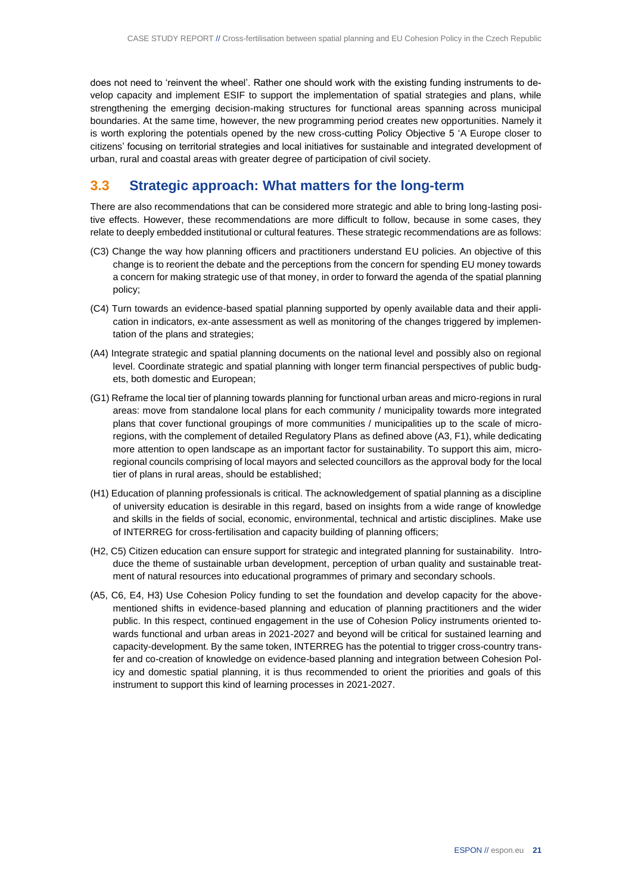does not need to 'reinvent the wheel'. Rather one should work with the existing funding instruments to develop capacity and implement ESIF to support the implementation of spatial strategies and plans, while strengthening the emerging decision-making structures for functional areas spanning across municipal boundaries. At the same time, however, the new programming period creates new opportunities. Namely it is worth exploring the potentials opened by the new cross-cutting Policy Objective 5 'A Europe closer to citizens' focusing on territorial strategies and local initiatives for sustainable and integrated development of urban, rural and coastal areas with greater degree of participation of civil society.

## 3.3 Strategic approach: What matters for the long-term

There are also recommendations that can be considered more strategic and able to bring long-lasting positive effects. However, these recommendations are more difficult to follow, because in some cases, they relate to deeply embedded institutional or cultural features. These strategic recommendations are as follows:

(C3) Change the way how planning officers and practitioners understand EU policies. An objective of this change is to reorient the debate and the perceptions from the concern for spending EU money towards a concern for making strategic use of that money, in order to forward the agenda of the spatial planning policy;

(C4) Turn towards an evidence-based spatial planning supported by openly available data and their application in indicators, ex-ante assessment as well as monitoring of the changes triggered by implementation of the plans and strategies;

(A4) Integrate strategic and spatial planning documents on the national level and possibly also on regional level. Coordinate strategic and spatial planning with longer term financial perspectives of public budgets, both domestic and European;

(G1) Reframe the local tier of planning towards planning for functional urban areas and micro-regions in rural areas: move from standalone local plans for each community / municipality towards more integrated plans that cover functional groupings of more communities / municipalities up to the scale of micro-regions, with the complement of detailed Regulatory Plans as defined above (A3, F1), while dedicating more attention to open landscape as an important factor for sustainability. To support this aim, micro-regional councils comprising of local mayors and selected councillors as the approval body for the local tier of plans in rural areas, should be established;

(H1) Education of planning professionals is critical. The acknowledgement of spatial planning as a discipline of university education is desirable in this regard, based on insights from a wide range of knowledge and skills in the fields of social, economic, environmental, technical and artistic disciplines. Make use of INTERREG for cross-fertilisation and capacity building of planning officers;

(H2, C5) Citizen education can ensure support for strategic and integrated planning for sustainability. Introduce the theme of sustainable urban development, perception of urban quality and sustainable treatment of natural resources into educational programmes of primary and secondary schools.

(A5, C6, E4, H3) Use Cohesion Policy funding to set the foundation and develop capacity for the above-mentioned shifts in evidence-based planning and education of planning practitioners and the wider public. In this respect, continued engagement in the use of Cohesion Policy instruments oriented towards functional and urban areas in 2021-2027 and beyond will be critical for sustained learning and capacity-development. By the same token, INTERREG has the potential to trigger cross-country transfer and co-creation of knowledge on evidence-based planning and integration between Cohesion Policy and domestic spatial planning, it is thus recommended to orient the priorities and goals of this instrument to support this kind of learning processes in 2021-2027.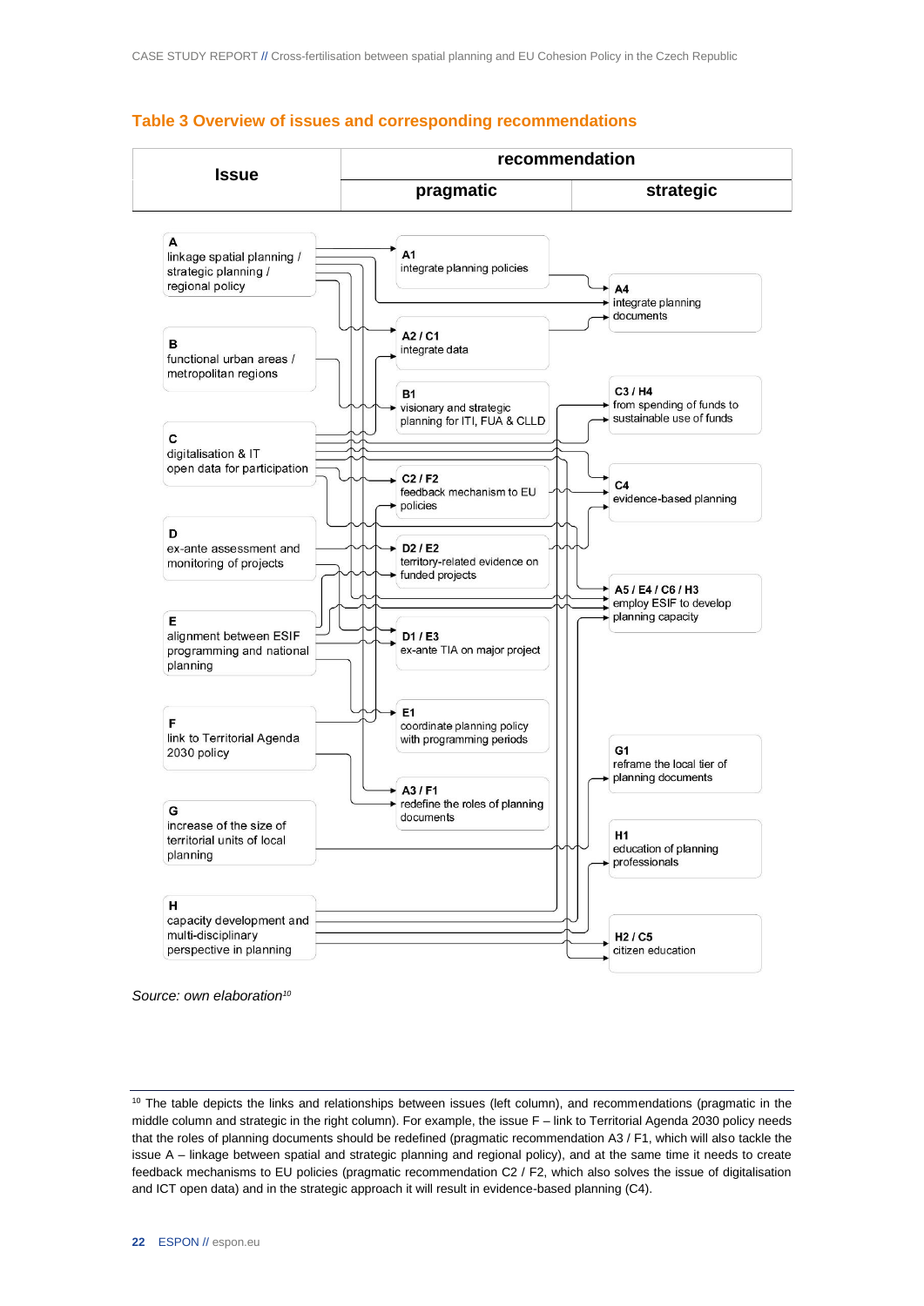## Table 3 Overview of issues and corresponding recommendations

| Issue | recommendation | |
|---|---|---|
| | pragmatic | strategic |
| **A** linkage spatial planning / strategic planning / regional policy | **A1** integrate planning policies | **A4** integrate planning documents |
| **B** functional urban areas / metropolitan regions | **A2 / C1** integrate data | **C3 / H4** from spending of funds to sustainable use of funds |
| **C** digitalisation & IT open data for participation | **B1** visionary and strategic planning for ITI, FUA & CLLD | **C4** evidence-based planning |
| **D** ex-ante assessment and monitoring of projects | **C2 / F2** feedback mechanism to EU policies | **A5 / E4 / C6 / H3** employ ESIF to develop planning capacity |
| **E** alignment between ESIF programming and national planning | **D2 / E2** territory-related evidence on funded projects | **G1** reframe the local tier of planning documents |
| **F** link to Territorial Agenda 2030 policy | **D1 / E3** ex-ante TIA on major project | **H1** education of planning professionals |
| **G** increase of the size of territorial units of local planning | **E1** coordinate planning policy with programming periods | **H2 / C5** citizen education |
| **H** capacity development and multi-disciplinary perspective in planning | **A3 / F1** redefine the roles of planning documents | |

*Source: own elaboration*[10]

[10] The table depicts the links and relationships between issues (left column), and recommendations (pragmatic in the middle column and strategic in the right column). For example, the issue F – link to Territorial Agenda 2030 policy needs that the roles of planning documents should be redefined (pragmatic recommendation A3 / F1, which will also tackle the issue A – linkage between spatial and strategic planning and regional policy), and at the same time it needs to create feedback mechanisms to EU policies (pragmatic recommendation C2 / F2, which also solves the issue of digitalisation and ICT open data) and in the strategic approach it will result in evidence-based planning (C4).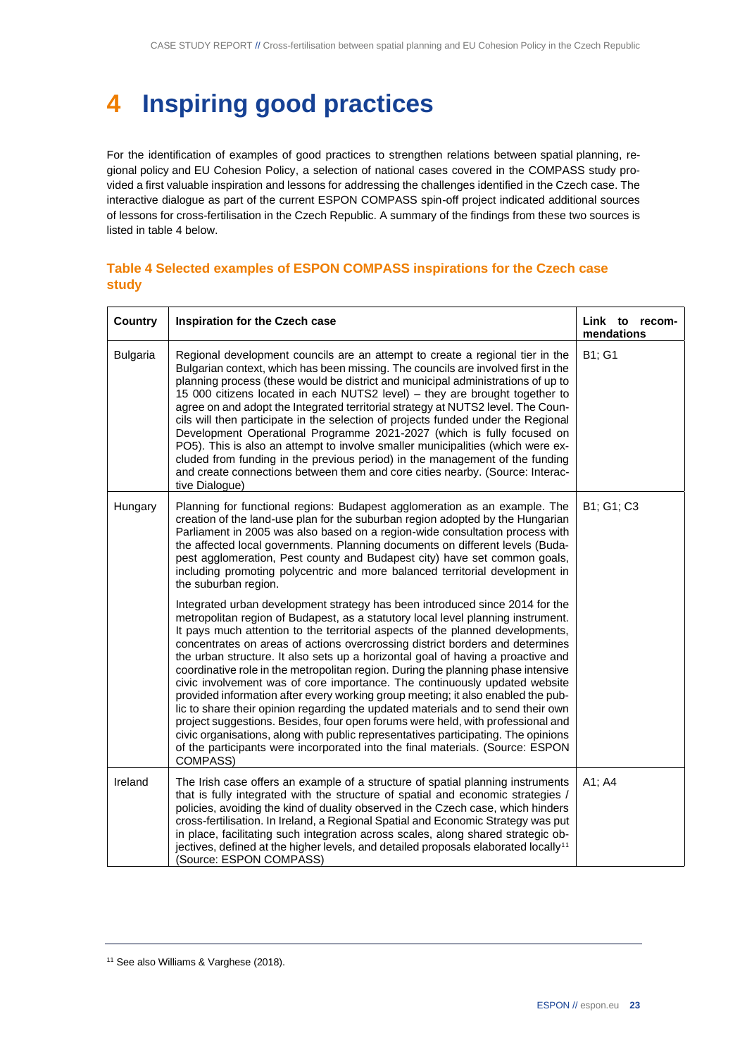# 4 Inspiring good practices

For the identification of examples of good practices to strengthen relations between spatial planning, regional policy and EU Cohesion Policy, a selection of national cases covered in the COMPASS study provided a first valuable inspiration and lessons for addressing the challenges identified in the Czech case. The interactive dialogue as part of the current ESPON COMPASS spin-off project indicated additional sources of lessons for cross-fertilisation in the Czech Republic. A summary of the findings from these two sources is listed in table 4 below.

### Table 4 Selected examples of ESPON COMPASS inspirations for the Czech case study

| Country | Inspiration for the Czech case | Link to recommendations |
|---|---|---|
| Bulgaria | Regional development councils are an attempt to create a regional tier in the Bulgarian context, which has been missing. The councils are involved first in the planning process (these would be district and municipal administrations of up to 15 000 citizens located in each NUTS2 level) – they are brought together to agree on and adopt the Integrated territorial strategy at NUTS2 level. The Councils will then participate in the selection of projects funded under the Regional Development Operational Programme 2021-2027 (which is fully focused on PO5). This is also an attempt to involve smaller municipalities (which were excluded from funding in the previous period) in the management of the funding and create connections between them and core cities nearby. (Source: Interactive Dialogue) | B1; G1 |
| Hungary | Planning for functional regions: Budapest agglomeration as an example. The creation of the land-use plan for the suburban region adopted by the Hungarian Parliament in 2005 was also based on a region-wide consultation process with the affected local governments. Planning documents on different levels (Budapest agglomeration, Pest county and Budapest city) have set common goals, including promoting polycentric and more balanced territorial development in the suburban region.<br><br>Integrated urban development strategy has been introduced since 2014 for the metropolitan region of Budapest, as a statutory local level planning instrument. It pays much attention to the territorial aspects of the planned developments, concentrates on areas of actions overcrossing district borders and determines the urban structure. It also sets up a horizontal goal of having a proactive and coordinative role in the metropolitan region. During the planning phase intensive civic involvement was of core importance. The continuously updated website provided information after every working group meeting; it also enabled the public to share their opinion regarding the updated materials and to send their own project suggestions. Besides, four open forums were held, with professional and civic organisations, along with public representatives participating. The opinions of the participants were incorporated into the final materials. (Source: ESPON COMPASS) | B1; G1; C3 |
| Ireland | The Irish case offers an example of a structure of spatial planning instruments that is fully integrated with the structure of spatial and economic strategies / policies, avoiding the kind of duality observed in the Czech case, which hinders cross-fertilisation. In Ireland, a Regional Spatial and Economic Strategy was put in place, facilitating such integration across scales, along shared strategic objectives, defined at the higher levels, and detailed proposals elaborated locally[11] (Source: ESPON COMPASS) | A1; A4 |

[11] See also Williams & Varghese (2018).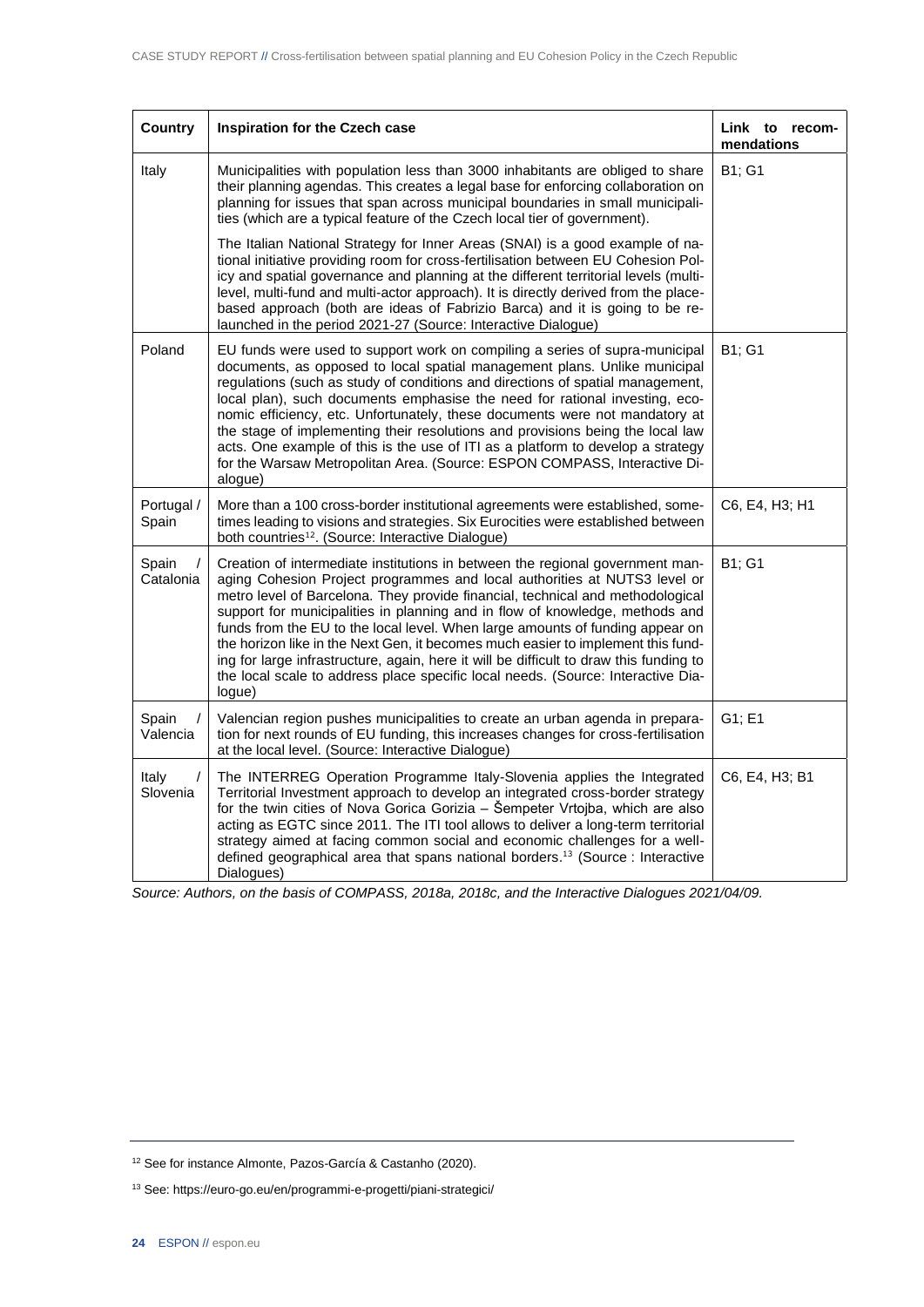| Country | Inspiration for the Czech case | Link to recommendations |
|---|---|---|
| Italy | Municipalities with population less than 3000 inhabitants are obliged to share their planning agendas. This creates a legal base for enforcing collaboration on planning for issues that span across municipal boundaries in small municipalities (which are a typical feature of the Czech local tier of government).<br><br>The Italian National Strategy for Inner Areas (SNAI) is a good example of national initiative providing room for cross-fertilisation between EU Cohesion Policy and spatial governance and planning at the different territorial levels (multi-level, multi-fund and multi-actor approach). It is directly derived from the place-based approach (both are ideas of Fabrizio Barca) and it is going to be re-launched in the period 2021-27 (Source: Interactive Dialogue) | B1; G1 |
| Poland | EU funds were used to support work on compiling a series of supra-municipal documents, as opposed to local spatial management plans. Unlike municipal regulations (such as study of conditions and directions of spatial management, local plan), such documents emphasise the need for rational investing, economic efficiency, etc. Unfortunately, these documents were not mandatory at the stage of implementing their resolutions and provisions being the local law acts. One example of this is the use of ITI as a platform to develop a strategy for the Warsaw Metropolitan Area. (Source: ESPON COMPASS, Interactive Dialogue) | B1; G1 |
| Portugal / Spain | More than a 100 cross-border institutional agreements were established, sometimes leading to visions and strategies. Six Eurocities were established between both countries[12]. (Source: Interactive Dialogue) | C6, E4, H3; H1 |
| Spain / Catalonia | Creation of intermediate institutions in between the regional government managing Cohesion Project programmes and local authorities at NUTS3 level or metro level of Barcelona. They provide financial, technical and methodological support for municipalities in planning and in flow of knowledge, methods and funds from the EU to the local level. When large amounts of funding appear on the horizon like in the Next Gen, it becomes much easier to implement this funding for large infrastructure, again, here it will be difficult to draw this funding to the local scale to address place specific local needs. (Source: Interactive Dialogue) | B1; G1 |
| Spain / Valencia | Valencian region pushes municipalities to create an urban agenda in preparation for next rounds of EU funding, this increases changes for cross-fertilisation at the local level. (Source: Interactive Dialogue) | G1; E1 |
| Italy / Slovenia | The INTERREG Operation Programme Italy-Slovenia applies the Integrated Territorial Investment approach to develop an integrated cross-border strategy for the twin cities of Nova Gorica Gorizia – Šempeter Vrtojba, which are also acting as EGTC since 2011. The ITI tool allows to deliver a long-term territorial strategy aimed at facing common social and economic challenges for a well-defined geographical area that spans national borders.[13] (Source : Interactive Dialogues) | C6, E4, H3; B1 |

*Source: Authors, on the basis of COMPASS, 2018a, 2018c, and the Interactive Dialogues 2021/04/09.*

---

[12] See for instance Almonte, Pazos-García & Castanho (2020).

[13] See: https://euro-go.eu/en/programmi-e-progetti/piani-strategici/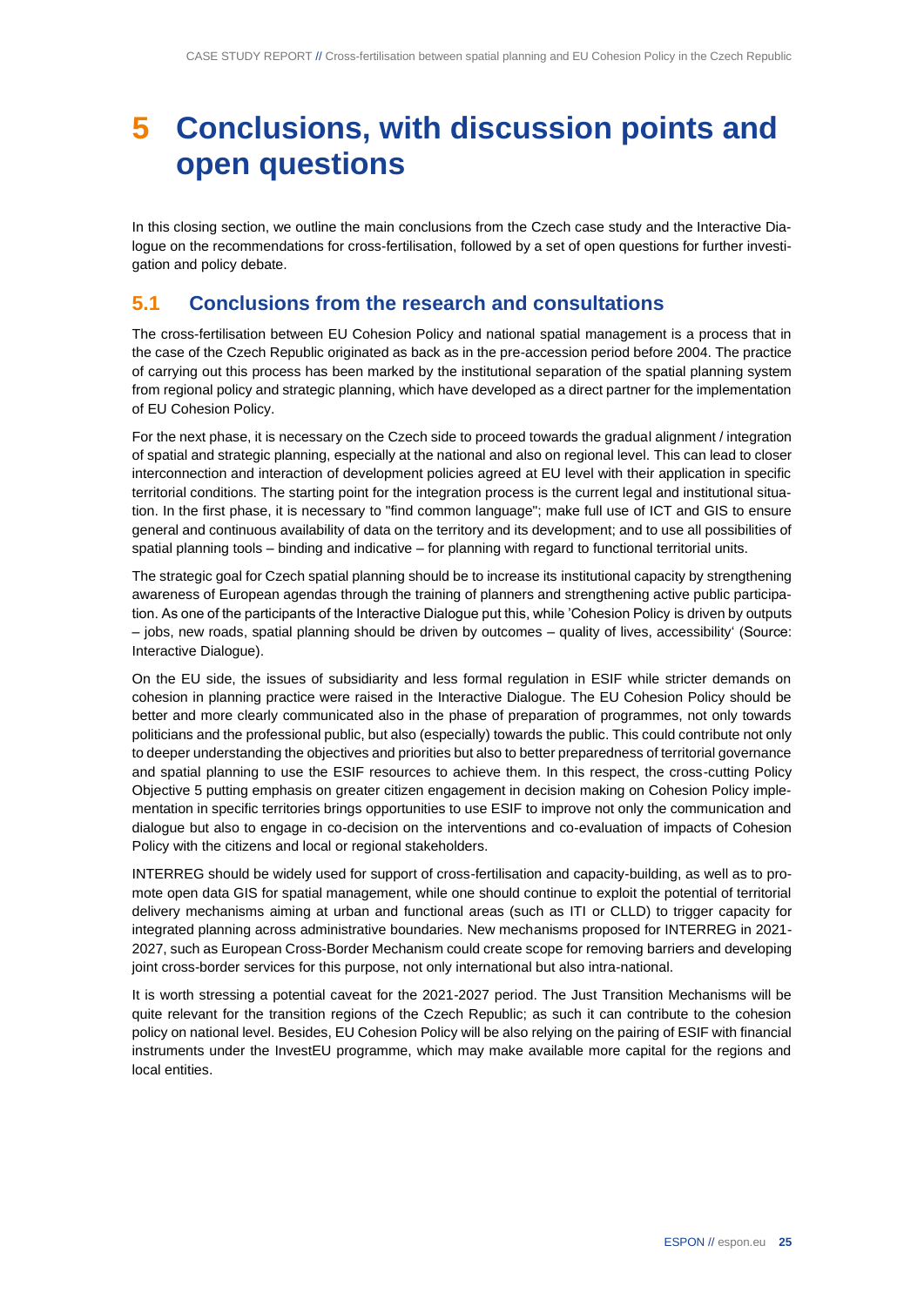# 5 Conclusions, with discussion points and open questions

In this closing section, we outline the main conclusions from the Czech case study and the Interactive Dialogue on the recommendations for cross-fertilisation, followed by a set of open questions for further investigation and policy debate.

## 5.1 Conclusions from the research and consultations

The cross-fertilisation between EU Cohesion Policy and national spatial management is a process that in the case of the Czech Republic originated as back as in the pre-accession period before 2004. The practice of carrying out this process has been marked by the institutional separation of the spatial planning system from regional policy and strategic planning, which have developed as a direct partner for the implementation of EU Cohesion Policy.

For the next phase, it is necessary on the Czech side to proceed towards the gradual alignment / integration of spatial and strategic planning, especially at the national and also on regional level. This can lead to closer interconnection and interaction of development policies agreed at EU level with their application in specific territorial conditions. The starting point for the integration process is the current legal and institutional situation. In the first phase, it is necessary to "find common language"; make full use of ICT and GIS to ensure general and continuous availability of data on the territory and its development; and to use all possibilities of spatial planning tools – binding and indicative – for planning with regard to functional territorial units.

The strategic goal for Czech spatial planning should be to increase its institutional capacity by strengthening awareness of European agendas through the training of planners and strengthening active public participation. As one of the participants of the Interactive Dialogue put this, while 'Cohesion Policy is driven by outputs – jobs, new roads, spatial planning should be driven by outcomes – quality of lives, accessibility' (Source: Interactive Dialogue).

On the EU side, the issues of subsidiarity and less formal regulation in ESIF while stricter demands on cohesion in planning practice were raised in the Interactive Dialogue. The EU Cohesion Policy should be better and more clearly communicated also in the phase of preparation of programmes, not only towards politicians and the professional public, but also (especially) towards the public. This could contribute not only to deeper understanding the objectives and priorities but also to better preparedness of territorial governance and spatial planning to use the ESIF resources to achieve them. In this respect, the cross-cutting Policy Objective 5 putting emphasis on greater citizen engagement in decision making on Cohesion Policy implementation in specific territories brings opportunities to use ESIF to improve not only the communication and dialogue but also to engage in co-decision on the interventions and co-evaluation of impacts of Cohesion Policy with the citizens and local or regional stakeholders.

INTERREG should be widely used for support of cross-fertilisation and capacity-building, as well as to promote open data GIS for spatial management, while one should continue to exploit the potential of territorial delivery mechanisms aiming at urban and functional areas (such as ITI or CLLD) to trigger capacity for integrated planning across administrative boundaries. New mechanisms proposed for INTERREG in 2021-2027, such as European Cross-Border Mechanism could create scope for removing barriers and developing joint cross-border services for this purpose, not only international but also intra-national.

It is worth stressing a potential caveat for the 2021-2027 period. The Just Transition Mechanisms will be quite relevant for the transition regions of the Czech Republic; as such it can contribute to the cohesion policy on national level. Besides, EU Cohesion Policy will be also relying on the pairing of ESIF with financial instruments under the InvestEU programme, which may make available more capital for the regions and local entities.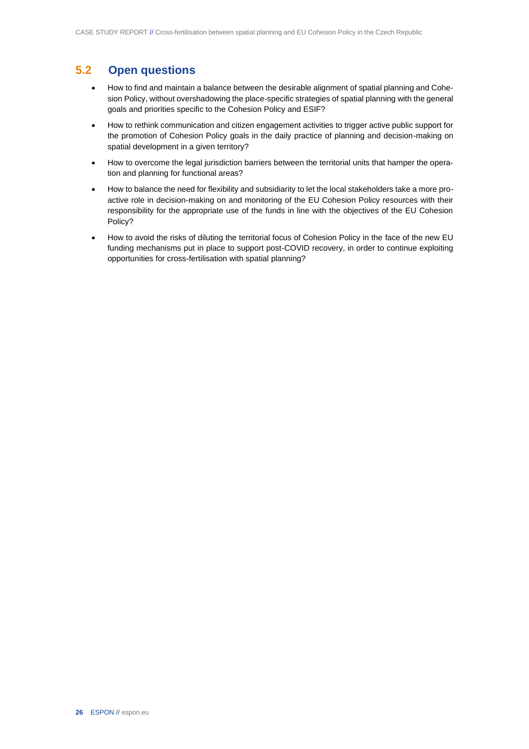## 5.2 Open questions

- How to find and maintain a balance between the desirable alignment of spatial planning and Cohesion Policy, without overshadowing the place-specific strategies of spatial planning with the general goals and priorities specific to the Cohesion Policy and ESIF?
- How to rethink communication and citizen engagement activities to trigger active public support for the promotion of Cohesion Policy goals in the daily practice of planning and decision-making on spatial development in a given territory?
- How to overcome the legal jurisdiction barriers between the territorial units that hamper the operation and planning for functional areas?
- How to balance the need for flexibility and subsidiarity to let the local stakeholders take a more proactive role in decision-making on and monitoring of the EU Cohesion Policy resources with their responsibility for the appropriate use of the funds in line with the objectives of the EU Cohesion Policy?
- How to avoid the risks of diluting the territorial focus of Cohesion Policy in the face of the new EU funding mechanisms put in place to support post-COVID recovery, in order to continue exploiting opportunities for cross-fertilisation with spatial planning?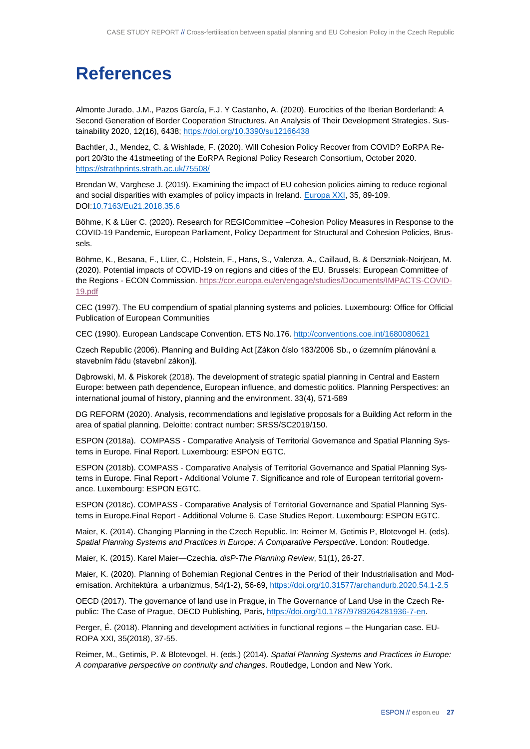# References

Almonte Jurado, J.M., Pazos García, F.J. Y Castanho, A. (2020). Eurocities of the Iberian Borderland: A Second Generation of Border Cooperation Structures. An Analysis of Their Development Strategies. Sustainability 2020, 12(16), 6438; https://doi.org/10.3390/su12166438

Bachtler, J., Mendez, C. & Wishlade, F. (2020). Will Cohesion Policy Recover from COVID? EoRPA Report 20/3to the 41stmeeting of the EoRPA Regional Policy Research Consortium, October 2020. https://strathprints.strath.ac.uk/75508/

Brendan W, Varghese J. (2019). Examining the impact of EU cohesion policies aiming to reduce regional and social disparities with examples of policy impacts in Ireland. Europa XXI, 35, 89-109. DOI:10.7163/Eu21.2018.35.6

Böhme, K & Lüer C. (2020). Research for REGICommittee –Cohesion Policy Measures in Response to the COVID-19 Pandemic, European Parliament, Policy Department for Structural and Cohesion Policies, Brussels.

Böhme, K., Besana, F., Lüer, C., Holstein, F., Hans, S., Valenza, A., Caillaud, B. & Derszniak-Noirjean, M. (2020). Potential impacts of COVID-19 on regions and cities of the EU. Brussels: European Committee of the Regions - ECON Commission. https://cor.europa.eu/en/engage/studies/Documents/IMPACTS-COVID-19.pdf

CEC (1997). The EU compendium of spatial planning systems and policies. Luxembourg: Office for Official Publication of European Communities

CEC (1990). European Landscape Convention. ETS No.176. http://conventions.coe.int/1680080621

Czech Republic (2006). Planning and Building Act [Zákon číslo 183/2006 Sb., o územním plánování a stavebním řádu (stavební zákon)].

Dąbrowski, M. & Piskorek (2018). The development of strategic spatial planning in Central and Eastern Europe: between path dependence, European influence, and domestic politics. Planning Perspectives: an international journal of history, planning and the environment. 33(4), 571-589

DG REFORM (2020). Analysis, recommendations and legislative proposals for a Building Act reform in the area of spatial planning. Deloitte: contract number: SRSS/SC2019/150.

ESPON (2018a). COMPASS - Comparative Analysis of Territorial Governance and Spatial Planning Systems in Europe. Final Report. Luxembourg: ESPON EGTC.

ESPON (2018b). COMPASS - Comparative Analysis of Territorial Governance and Spatial Planning Systems in Europe. Final Report - Additional Volume 7. Significance and role of European territorial governance. Luxembourg: ESPON EGTC.

ESPON (2018c). COMPASS - Comparative Analysis of Territorial Governance and Spatial Planning Systems in Europe.Final Report - Additional Volume 6. Case Studies Report. Luxembourg: ESPON EGTC.

Maier, K. (2014). Changing Planning in the Czech Republic. In: Reimer M, Getimis P, Blotevogel H. (eds). *Spatial Planning Systems and Practices in Europe: A Comparative Perspective*. London: Routledge.

Maier, K. (2015). Karel Maier—Czechia. *disP-The Planning Review*, 51(1), 26-27.

Maier, K. (2020). Planning of Bohemian Regional Centres in the Period of their Industrialisation and Modernisation. Architektúra a urbanizmus, 54*(*1-2), 56-69, https://doi.org/10.31577/archandurb.2020.54.1-2.5

OECD (2017). The governance of land use in Prague, in The Governance of Land Use in the Czech Republic: The Case of Prague, OECD Publishing, Paris, https://doi.org/10.1787/9789264281936-7-en.

Perger, É. (2018). Planning and development activities in functional regions – the Hungarian case. EUROPA XXI, 35(2018), 37-55.

Reimer, M., Getimis, P. & Blotevogel, H. (eds.) (2014). *Spatial Planning Systems and Practices in Europe: A comparative perspective on continuity and changes*. Routledge, London and New York.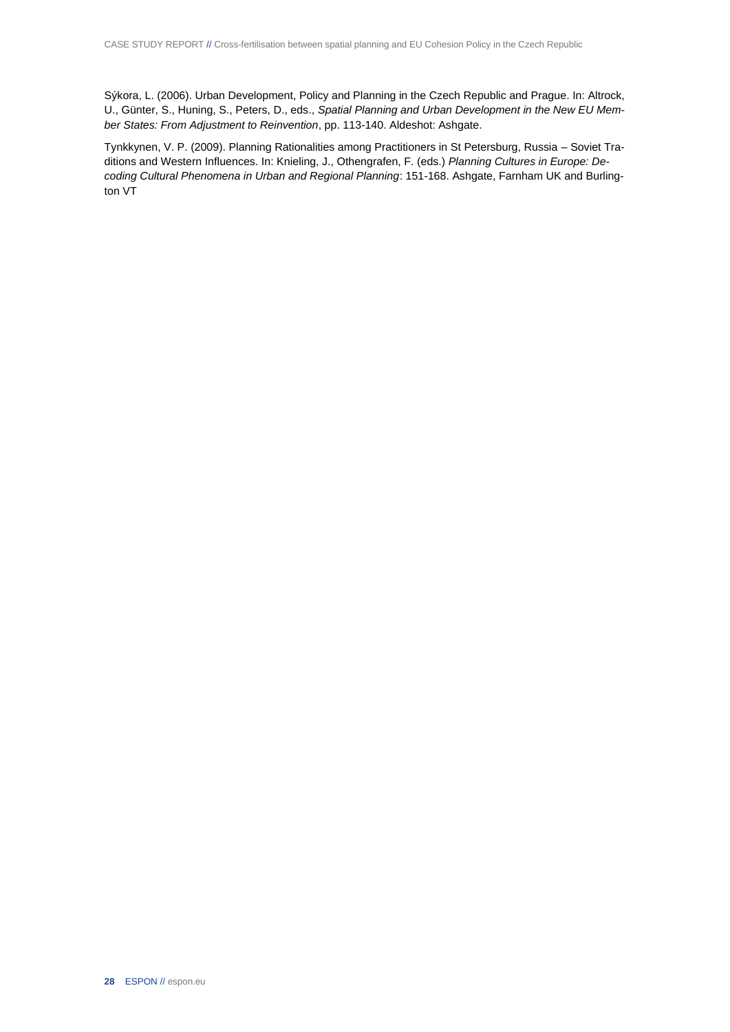Sýkora, L. (2006). Urban Development, Policy and Planning in the Czech Republic and Prague. In: Altrock, U., Günter, S., Huning, S., Peters, D., eds., *Spatial Planning and Urban Development in the New EU Member States: From Adjustment to Reinvention*, pp. 113-140. Aldeshot: Ashgate.

Tynkkynen, V. P. (2009). Planning Rationalities among Practitioners in St Petersburg, Russia – Soviet Traditions and Western Influences. In: Knieling, J., Othengrafen, F. (eds.) *Planning Cultures in Europe: Decoding Cultural Phenomena in Urban and Regional Planning*: 151-168. Ashgate, Farnham UK and Burlington VT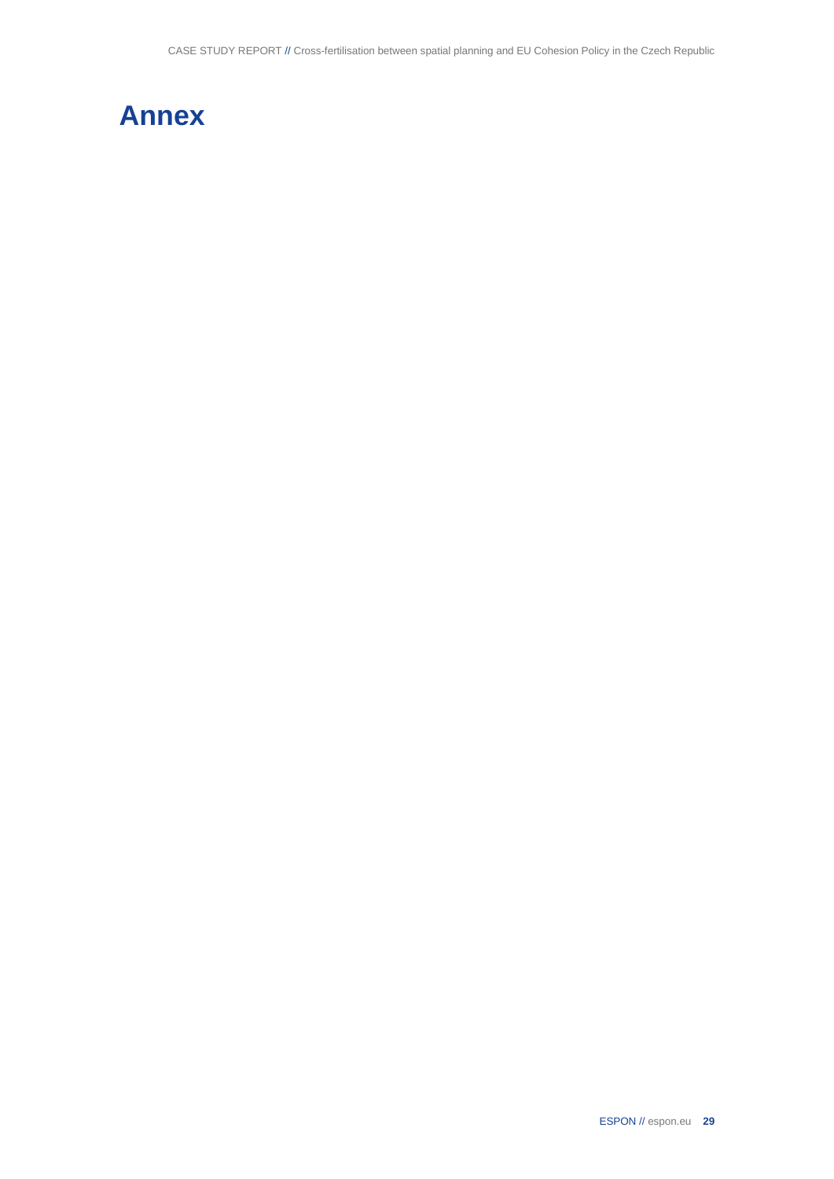# Annex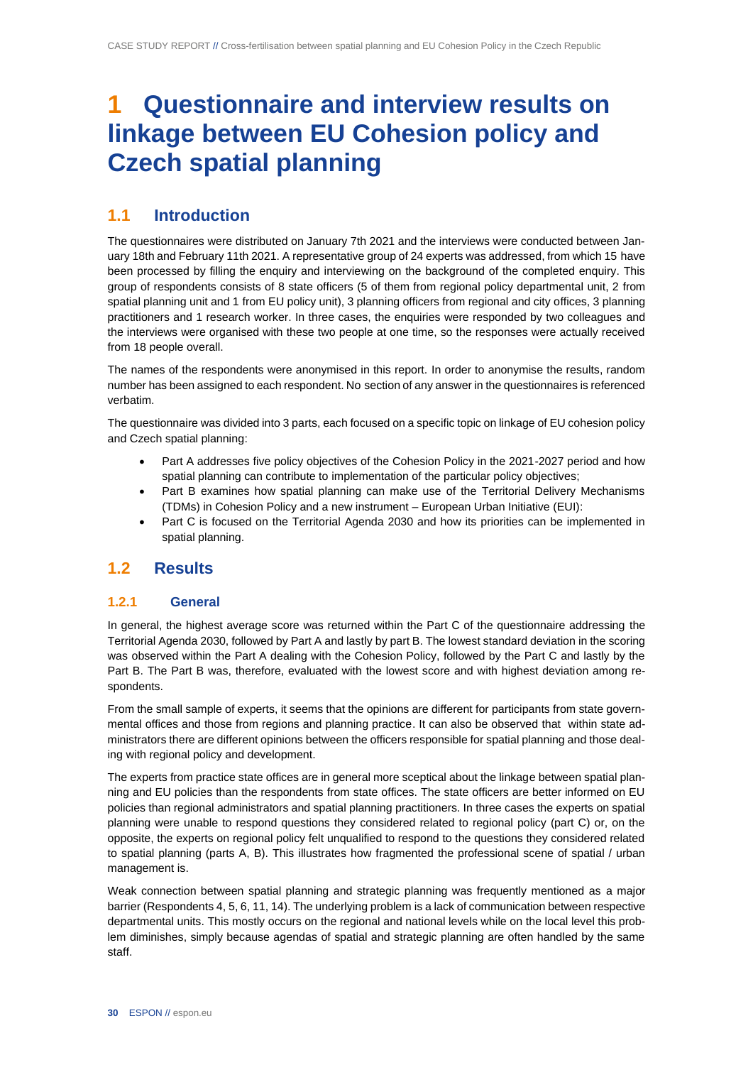# 1 Questionnaire and interview results on linkage between EU Cohesion policy and Czech spatial planning

## 1.1 Introduction

The questionnaires were distributed on January 7th 2021 and the interviews were conducted between January 18th and February 11th 2021. A representative group of 24 experts was addressed, from which 15 have been processed by filling the enquiry and interviewing on the background of the completed enquiry. This group of respondents consists of 8 state officers (5 of them from regional policy departmental unit, 2 from spatial planning unit and 1 from EU policy unit), 3 planning officers from regional and city offices, 3 planning practitioners and 1 research worker. In three cases, the enquiries were responded by two colleagues and the interviews were organised with these two people at one time, so the responses were actually received from 18 people overall.

The names of the respondents were anonymised in this report. In order to anonymise the results, random number has been assigned to each respondent. No section of any answer in the questionnaires is referenced verbatim.

The questionnaire was divided into 3 parts, each focused on a specific topic on linkage of EU cohesion policy and Czech spatial planning:

- Part A addresses five policy objectives of the Cohesion Policy in the 2021-2027 period and how spatial planning can contribute to implementation of the particular policy objectives;
- Part B examines how spatial planning can make use of the Territorial Delivery Mechanisms (TDMs) in Cohesion Policy and a new instrument – European Urban Initiative (EUI):
- Part C is focused on the Territorial Agenda 2030 and how its priorities can be implemented in spatial planning.

## 1.2 Results

### 1.2.1 General

In general, the highest average score was returned within the Part C of the questionnaire addressing the Territorial Agenda 2030, followed by Part A and lastly by part B. The lowest standard deviation in the scoring was observed within the Part A dealing with the Cohesion Policy, followed by the Part C and lastly by the Part B. The Part B was, therefore, evaluated with the lowest score and with highest deviation among respondents.

From the small sample of experts, it seems that the opinions are different for participants from state governmental offices and those from regions and planning practice. It can also be observed that within state administrators there are different opinions between the officers responsible for spatial planning and those dealing with regional policy and development.

The experts from practice state offices are in general more sceptical about the linkage between spatial planning and EU policies than the respondents from state offices. The state officers are better informed on EU policies than regional administrators and spatial planning practitioners. In three cases the experts on spatial planning were unable to respond questions they considered related to regional policy (part C) or, on the opposite, the experts on regional policy felt unqualified to respond to the questions they considered related to spatial planning (parts A, B). This illustrates how fragmented the professional scene of spatial / urban management is.

Weak connection between spatial planning and strategic planning was frequently mentioned as a major barrier (Respondents 4, 5, 6, 11, 14). The underlying problem is a lack of communication between respective departmental units. This mostly occurs on the regional and national levels while on the local level this problem diminishes, simply because agendas of spatial and strategic planning are often handled by the same staff.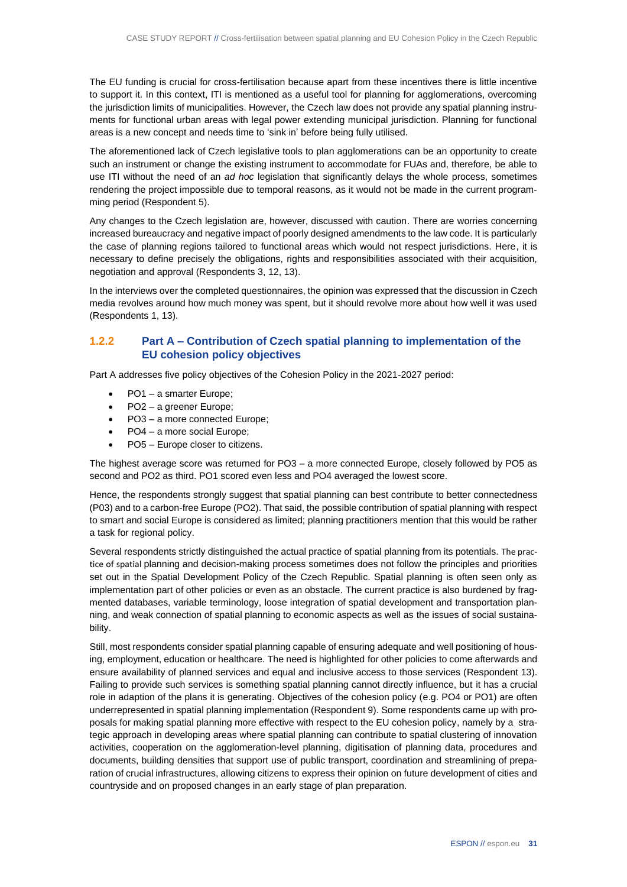The EU funding is crucial for cross-fertilisation because apart from these incentives there is little incentive to support it. In this context, ITI is mentioned as a useful tool for planning for agglomerations, overcoming the jurisdiction limits of municipalities. However, the Czech law does not provide any spatial planning instruments for functional urban areas with legal power extending municipal jurisdiction. Planning for functional areas is a new concept and needs time to 'sink in' before being fully utilised.

The aforementioned lack of Czech legislative tools to plan agglomerations can be an opportunity to create such an instrument or change the existing instrument to accommodate for FUAs and, therefore, be able to use ITI without the need of an *ad hoc* legislation that significantly delays the whole process, sometimes rendering the project impossible due to temporal reasons, as it would not be made in the current programming period (Respondent 5).

Any changes to the Czech legislation are, however, discussed with caution. There are worries concerning increased bureaucracy and negative impact of poorly designed amendments to the law code. It is particularly the case of planning regions tailored to functional areas which would not respect jurisdictions. Here, it is necessary to define precisely the obligations, rights and responsibilities associated with their acquisition, negotiation and approval (Respondents 3, 12, 13).

In the interviews over the completed questionnaires, the opinion was expressed that the discussion in Czech media revolves around how much money was spent, but it should revolve more about how well it was used (Respondents 1, 13).

### 1.2.2 Part A – Contribution of Czech spatial planning to implementation of the EU cohesion policy objectives

Part A addresses five policy objectives of the Cohesion Policy in the 2021-2027 period:

- PO1 – a smarter Europe;
- PO2 – a greener Europe;
- PO3 – a more connected Europe;
- PO4 – a more social Europe;
- PO5 – Europe closer to citizens.

The highest average score was returned for PO3 – a more connected Europe, closely followed by PO5 as second and PO2 as third. PO1 scored even less and PO4 averaged the lowest score.

Hence, the respondents strongly suggest that spatial planning can best contribute to better connectedness (P03) and to a carbon-free Europe (PO2). That said, the possible contribution of spatial planning with respect to smart and social Europe is considered as limited; planning practitioners mention that this would be rather a task for regional policy.

Several respondents strictly distinguished the actual practice of spatial planning from its potentials. The practice of spatial planning and decision-making process sometimes does not follow the principles and priorities set out in the Spatial Development Policy of the Czech Republic. Spatial planning is often seen only as implementation part of other policies or even as an obstacle. The current practice is also burdened by fragmented databases, variable terminology, loose integration of spatial development and transportation planning, and weak connection of spatial planning to economic aspects as well as the issues of social sustainability.

Still, most respondents consider spatial planning capable of ensuring adequate and well positioning of housing, employment, education or healthcare. The need is highlighted for other policies to come afterwards and ensure availability of planned services and equal and inclusive access to those services (Respondent 13). Failing to provide such services is something spatial planning cannot directly influence, but it has a crucial role in adaption of the plans it is generating. Objectives of the cohesion policy (e.g. PO4 or PO1) are often underrepresented in spatial planning implementation (Respondent 9). Some respondents came up with proposals for making spatial planning more effective with respect to the EU cohesion policy, namely by a strategic approach in developing areas where spatial planning can contribute to spatial clustering of innovation activities, cooperation on the agglomeration-level planning, digitisation of planning data, procedures and documents, building densities that support use of public transport, coordination and streamlining of preparation of crucial infrastructures, allowing citizens to express their opinion on future development of cities and countryside and on proposed changes in an early stage of plan preparation.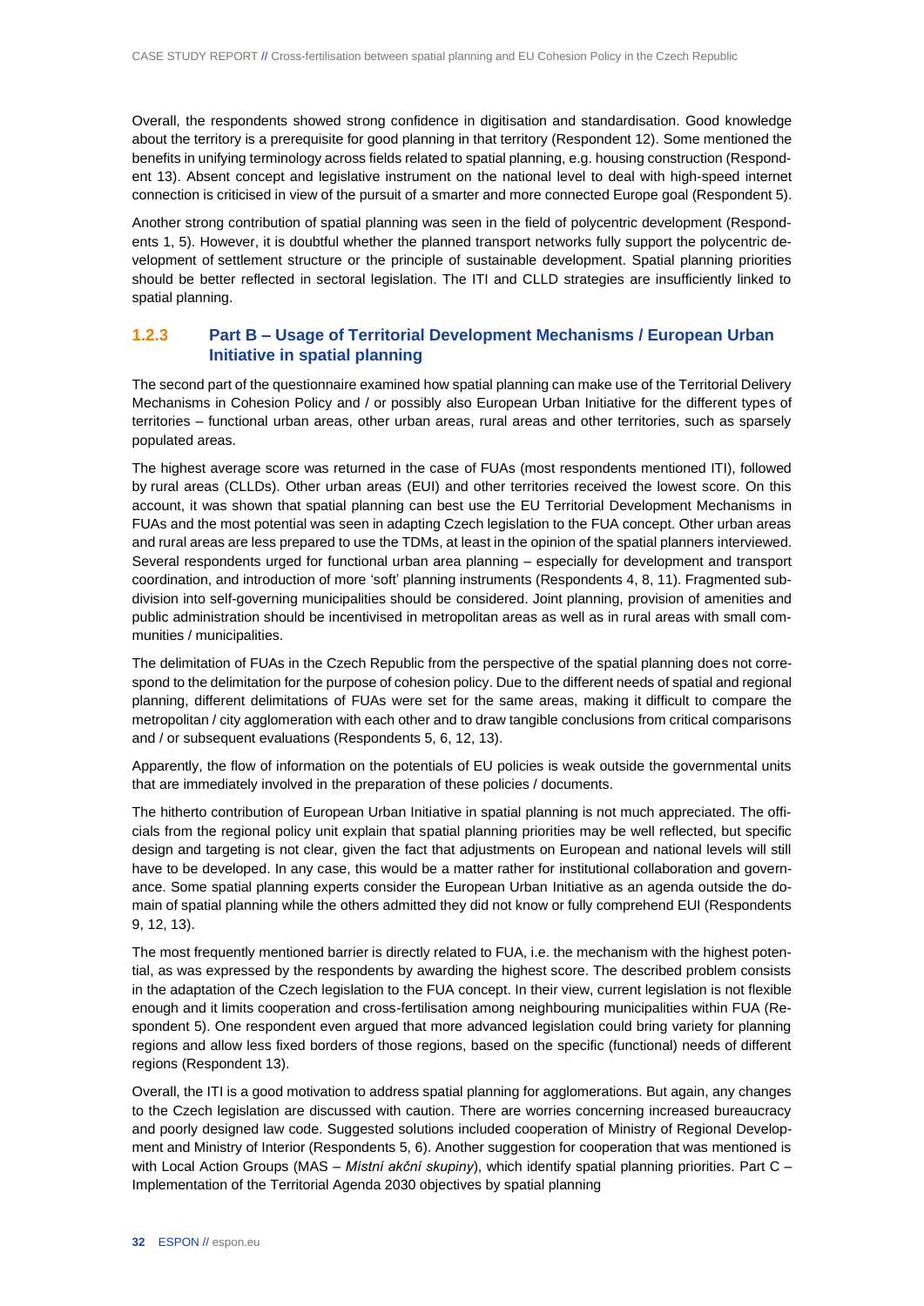Overall, the respondents showed strong confidence in digitisation and standardisation. Good knowledge about the territory is a prerequisite for good planning in that territory (Respondent 12). Some mentioned the benefits in unifying terminology across fields related to spatial planning, e.g. housing construction (Respondent 13). Absent concept and legislative instrument on the national level to deal with high-speed internet connection is criticised in view of the pursuit of a smarter and more connected Europe goal (Respondent 5).

Another strong contribution of spatial planning was seen in the field of polycentric development (Respondents 1, 5). However, it is doubtful whether the planned transport networks fully support the polycentric development of settlement structure or the principle of sustainable development. Spatial planning priorities should be better reflected in sectoral legislation. The ITI and CLLD strategies are insufficiently linked to spatial planning.

### 1.2.3 Part B – Usage of Territorial Development Mechanisms / European Urban Initiative in spatial planning

The second part of the questionnaire examined how spatial planning can make use of the Territorial Delivery Mechanisms in Cohesion Policy and / or possibly also European Urban Initiative for the different types of territories – functional urban areas, other urban areas, rural areas and other territories, such as sparsely populated areas.

The highest average score was returned in the case of FUAs (most respondents mentioned ITI), followed by rural areas (CLLDs). Other urban areas (EUI) and other territories received the lowest score. On this account, it was shown that spatial planning can best use the EU Territorial Development Mechanisms in FUAs and the most potential was seen in adapting Czech legislation to the FUA concept. Other urban areas and rural areas are less prepared to use the TDMs, at least in the opinion of the spatial planners interviewed. Several respondents urged for functional urban area planning – especially for development and transport coordination, and introduction of more 'soft' planning instruments (Respondents 4, 8, 11). Fragmented subdivision into self-governing municipalities should be considered. Joint planning, provision of amenities and public administration should be incentivised in metropolitan areas as well as in rural areas with small communities / municipalities.

The delimitation of FUAs in the Czech Republic from the perspective of the spatial planning does not correspond to the delimitation for the purpose of cohesion policy. Due to the different needs of spatial and regional planning, different delimitations of FUAs were set for the same areas, making it difficult to compare the metropolitan / city agglomeration with each other and to draw tangible conclusions from critical comparisons and / or subsequent evaluations (Respondents 5, 6, 12, 13).

Apparently, the flow of information on the potentials of EU policies is weak outside the governmental units that are immediately involved in the preparation of these policies / documents.

The hitherto contribution of European Urban Initiative in spatial planning is not much appreciated. The officials from the regional policy unit explain that spatial planning priorities may be well reflected, but specific design and targeting is not clear, given the fact that adjustments on European and national levels will still have to be developed. In any case, this would be a matter rather for institutional collaboration and governance. Some spatial planning experts consider the European Urban Initiative as an agenda outside the domain of spatial planning while the others admitted they did not know or fully comprehend EUI (Respondents 9, 12, 13).

The most frequently mentioned barrier is directly related to FUA, i.e. the mechanism with the highest potential, as was expressed by the respondents by awarding the highest score. The described problem consists in the adaptation of the Czech legislation to the FUA concept. In their view, current legislation is not flexible enough and it limits cooperation and cross-fertilisation among neighbouring municipalities within FUA (Respondent 5). One respondent even argued that more advanced legislation could bring variety for planning regions and allow less fixed borders of those regions, based on the specific (functional) needs of different regions (Respondent 13).

Overall, the ITI is a good motivation to address spatial planning for agglomerations. But again, any changes to the Czech legislation are discussed with caution. There are worries concerning increased bureaucracy and poorly designed law code. Suggested solutions included cooperation of Ministry of Regional Development and Ministry of Interior (Respondents 5, 6). Another suggestion for cooperation that was mentioned is with Local Action Groups (MAS – *Místní akční skupiny*), which identify spatial planning priorities. Part C – Implementation of the Territorial Agenda 2030 objectives by spatial planning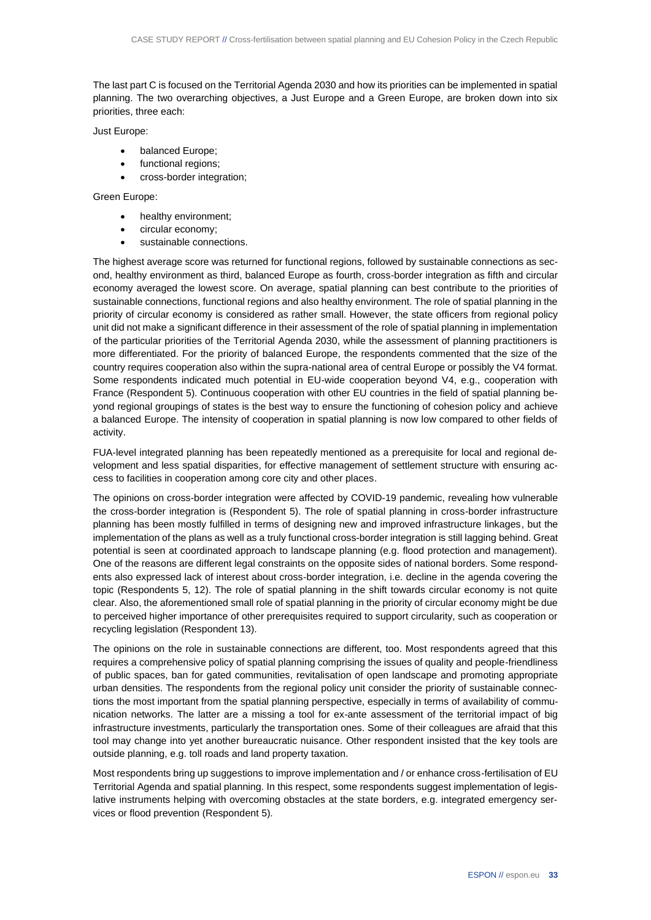The last part C is focused on the Territorial Agenda 2030 and how its priorities can be implemented in spatial planning. The two overarching objectives, a Just Europe and a Green Europe, are broken down into six priorities, three each:

Just Europe:

- balanced Europe;
- functional regions;
- cross-border integration;

Green Europe:

- healthy environment;
- circular economy;
- sustainable connections.

The highest average score was returned for functional regions, followed by sustainable connections as second, healthy environment as third, balanced Europe as fourth, cross-border integration as fifth and circular economy averaged the lowest score. On average, spatial planning can best contribute to the priorities of sustainable connections, functional regions and also healthy environment. The role of spatial planning in the priority of circular economy is considered as rather small. However, the state officers from regional policy unit did not make a significant difference in their assessment of the role of spatial planning in implementation of the particular priorities of the Territorial Agenda 2030, while the assessment of planning practitioners is more differentiated. For the priority of balanced Europe, the respondents commented that the size of the country requires cooperation also within the supra-national area of central Europe or possibly the V4 format. Some respondents indicated much potential in EU-wide cooperation beyond V4, e.g., cooperation with France (Respondent 5). Continuous cooperation with other EU countries in the field of spatial planning beyond regional groupings of states is the best way to ensure the functioning of cohesion policy and achieve a balanced Europe. The intensity of cooperation in spatial planning is now low compared to other fields of activity.

FUA-level integrated planning has been repeatedly mentioned as a prerequisite for local and regional development and less spatial disparities, for effective management of settlement structure with ensuring access to facilities in cooperation among core city and other places.

The opinions on cross-border integration were affected by COVID-19 pandemic, revealing how vulnerable the cross-border integration is (Respondent 5). The role of spatial planning in cross-border infrastructure planning has been mostly fulfilled in terms of designing new and improved infrastructure linkages, but the implementation of the plans as well as a truly functional cross-border integration is still lagging behind. Great potential is seen at coordinated approach to landscape planning (e.g. flood protection and management). One of the reasons are different legal constraints on the opposite sides of national borders. Some respondents also expressed lack of interest about cross-border integration, i.e. decline in the agenda covering the topic (Respondents 5, 12). The role of spatial planning in the shift towards circular economy is not quite clear. Also, the aforementioned small role of spatial planning in the priority of circular economy might be due to perceived higher importance of other prerequisites required to support circularity, such as cooperation or recycling legislation (Respondent 13).

The opinions on the role in sustainable connections are different, too. Most respondents agreed that this requires a comprehensive policy of spatial planning comprising the issues of quality and people-friendliness of public spaces, ban for gated communities, revitalisation of open landscape and promoting appropriate urban densities. The respondents from the regional policy unit consider the priority of sustainable connections the most important from the spatial planning perspective, especially in terms of availability of communication networks. The latter are a missing a tool for ex-ante assessment of the territorial impact of big infrastructure investments, particularly the transportation ones. Some of their colleagues are afraid that this tool may change into yet another bureaucratic nuisance. Other respondent insisted that the key tools are outside planning, e.g. toll roads and land property taxation.

Most respondents bring up suggestions to improve implementation and / or enhance cross-fertilisation of EU Territorial Agenda and spatial planning. In this respect, some respondents suggest implementation of legislative instruments helping with overcoming obstacles at the state borders, e.g. integrated emergency services or flood prevention (Respondent 5).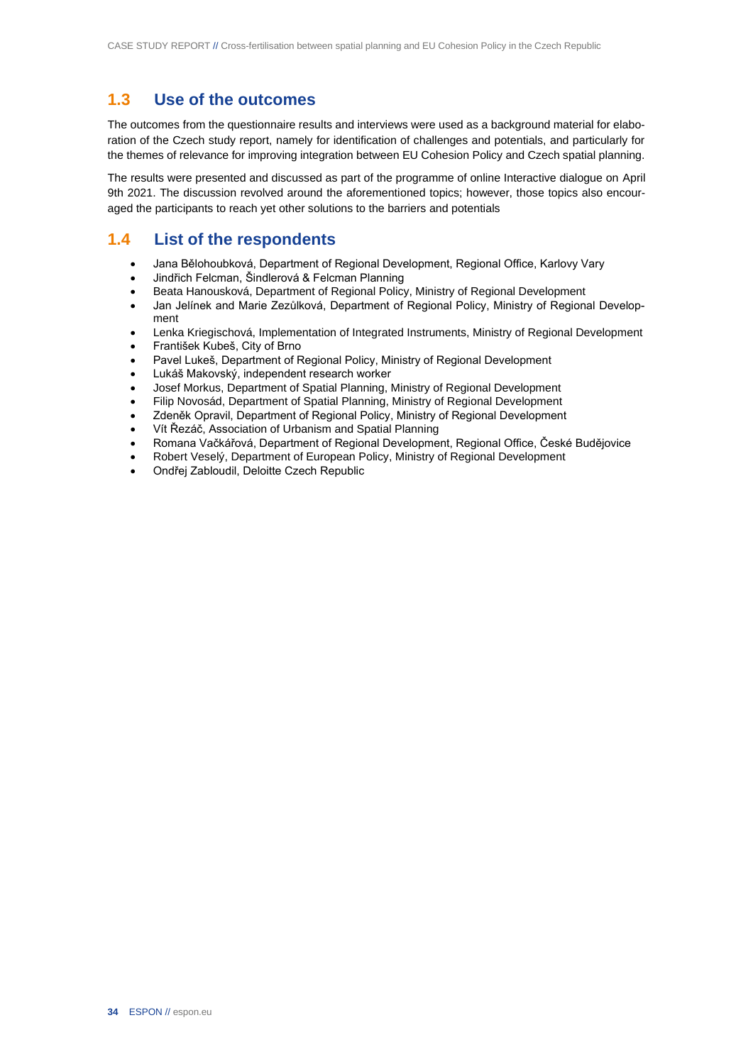## 1.3 Use of the outcomes

The outcomes from the questionnaire results and interviews were used as a background material for elaboration of the Czech study report, namely for identification of challenges and potentials, and particularly for the themes of relevance for improving integration between EU Cohesion Policy and Czech spatial planning.

The results were presented and discussed as part of the programme of online Interactive dialogue on April 9th 2021. The discussion revolved around the aforementioned topics; however, those topics also encouraged the participants to reach yet other solutions to the barriers and potentials

## 1.4 List of the respondents

- Jana Bělohoubková, Department of Regional Development, Regional Office, Karlovy Vary
- Jindřich Felcman, Šindlerová & Felcman Planning
- Beata Hanousková, Department of Regional Policy, Ministry of Regional Development
- Jan Jelínek and Marie Zezůlková, Department of Regional Policy, Ministry of Regional Development
- Lenka Kriegischová, Implementation of Integrated Instruments, Ministry of Regional Development
- František Kubeš, City of Brno
- Pavel Lukeš, Department of Regional Policy, Ministry of Regional Development
- Lukáš Makovský, independent research worker
- Josef Morkus, Department of Spatial Planning, Ministry of Regional Development
- Filip Novosád, Department of Spatial Planning, Ministry of Regional Development
- Zdeněk Opravil, Department of Regional Policy, Ministry of Regional Development
- Vít Řezáč, Association of Urbanism and Spatial Planning
- Romana Vačkářová, Department of Regional Development, Regional Office, České Budějovice
- Robert Veselý, Department of European Policy, Ministry of Regional Development
- Ondřej Zabloudil, Deloitte Czech Republic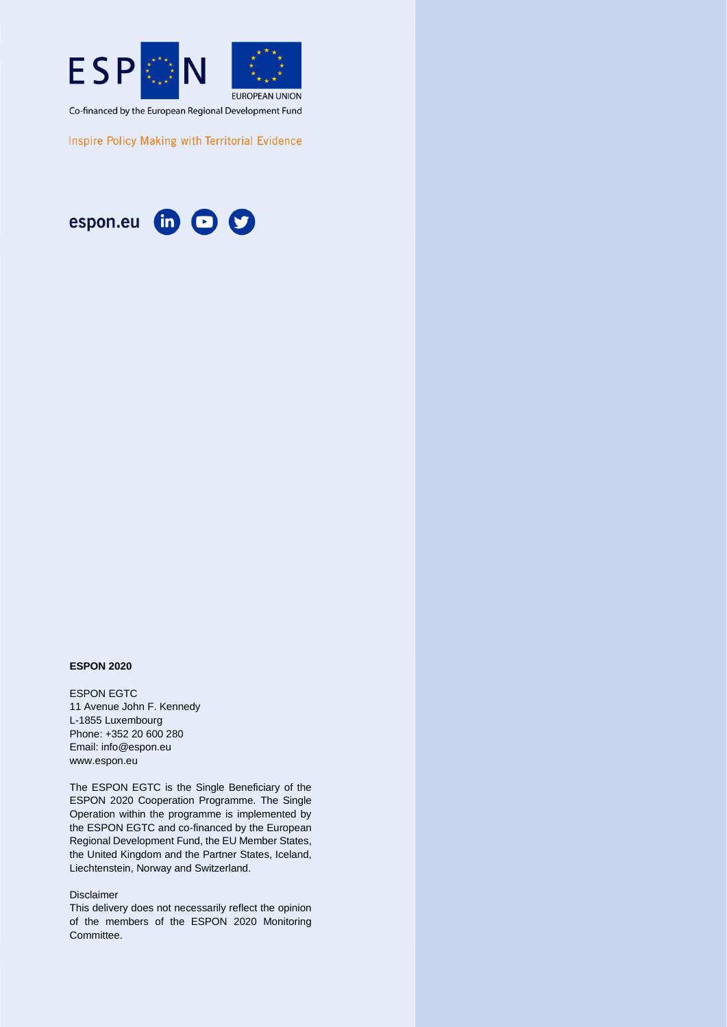ESPON

EUROPEAN UNION

Co-financed by the European Regional Development Fund

Inspire Policy Making with Territorial Evidence

espon.eu

**ESPON 2020**

ESPON EGTC
11 Avenue John F. Kennedy
L-1855 Luxembourg
Phone: +352 20 600 280
Email: info@espon.eu
www.espon.eu

The ESPON EGTC is the Single Beneficiary of the ESPON 2020 Cooperation Programme. The Single Operation within the programme is implemented by the ESPON EGTC and co-financed by the European Regional Development Fund, the EU Member States, the United Kingdom and the Partner States, Iceland, Liechtenstein, Norway and Switzerland.

Disclaimer
This delivery does not necessarily reflect the opinion of the members of the ESPON 2020 Monitoring Committee.